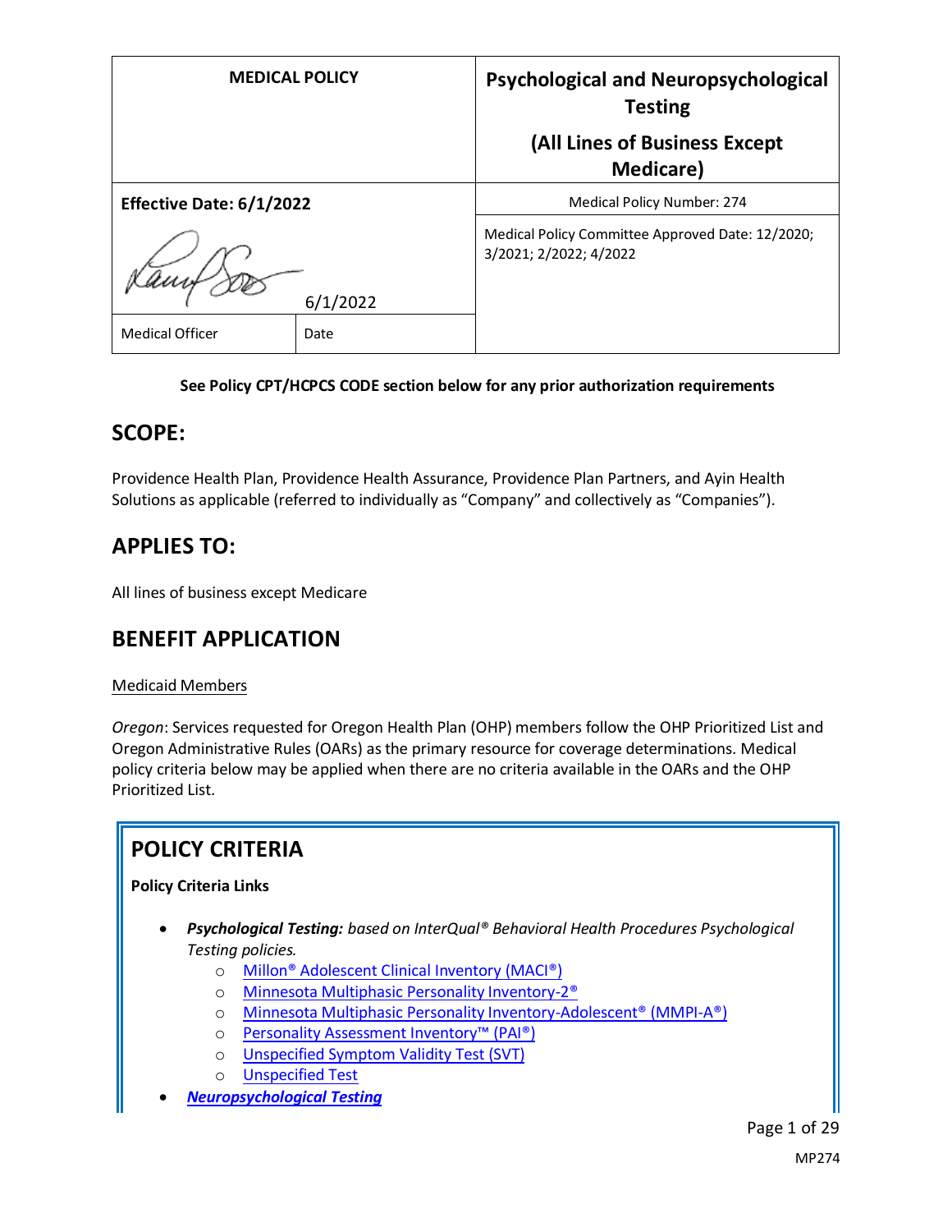| MEDICAL POLICY | | Psychological and Neuropsychological Testing (All Lines of Business Except Medicare) |
|---|---|---|
| **Effective Date: 6/1/2022** | | Medical Policy Number: 274 |
| | 6/1/2022 | Medical Policy Committee Approved Date: 12/2020; 3/2021; 2/2022; 4/2022 |
| Medical Officer | Date | |

**See Policy CPT/HCPCS CODE section below for any prior authorization requirements**

## SCOPE:

Providence Health Plan, Providence Health Assurance, Providence Plan Partners, and Ayin Health Solutions as applicable (referred to individually as "Company" and collectively as "Companies").

## APPLIES TO:

All lines of business except Medicare

## BENEFIT APPLICATION

Medicaid Members

*Oregon*: Services requested for Oregon Health Plan (OHP) members follow the OHP Prioritized List and Oregon Administrative Rules (OARs) as the primary resource for coverage determinations. Medical policy criteria below may be applied when there are no criteria available in the OARs and the OHP Prioritized List.

## POLICY CRITERIA

**Policy Criteria Links**

- ***Psychological Testing:*** *based on InterQual® Behavioral Health Procedures Psychological Testing policies.*
  - Millon® Adolescent Clinical Inventory (MACI®)
  - Minnesota Multiphasic Personality Inventory-2®
  - Minnesota Multiphasic Personality Inventory-Adolescent® (MMPI-A®)
  - Personality Assessment Inventory™ (PAI®)
  - Unspecified Symptom Validity Test (SVT)
  - Unspecified Test
- ***Neuropsychological Testing***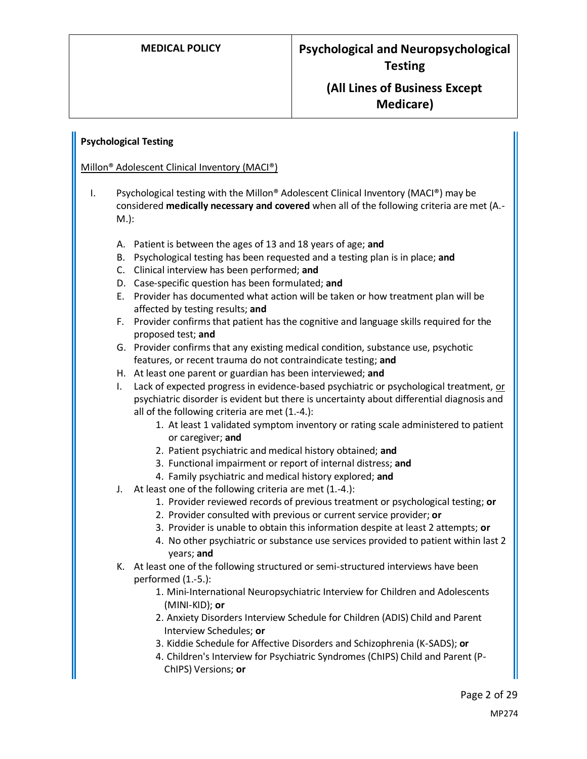**Psychological Testing**

Millon® Adolescent Clinical Inventory (MACI®)

I. Psychological testing with the Millon® Adolescent Clinical Inventory (MACI®) may be considered **medically necessary and covered** when all of the following criteria are met (A.-M.):

   A. Patient is between the ages of 13 and 18 years of age; **and**
   B. Psychological testing has been requested and a testing plan is in place; **and**
   C. Clinical interview has been performed; **and**
   D. Case-specific question has been formulated; **and**
   E. Provider has documented what action will be taken or how treatment plan will be affected by testing results; **and**
   F. Provider confirms that patient has the cognitive and language skills required for the proposed test; **and**
   G. Provider confirms that any existing medical condition, substance use, psychotic features, or recent trauma do not contraindicate testing; **and**
   H. At least one parent or guardian has been interviewed; **and**
   I. Lack of expected progress in evidence-based psychiatric or psychological treatment, or psychiatric disorder is evident but there is uncertainty about differential diagnosis and all of the following criteria are met (1.-4.):
      1. At least 1 validated symptom inventory or rating scale administered to patient or caregiver; **and**
      2. Patient psychiatric and medical history obtained; **and**
      3. Functional impairment or report of internal distress; **and**
      4. Family psychiatric and medical history explored; **and**
   J. At least one of the following criteria are met (1.-4.):
      1. Provider reviewed records of previous treatment or psychological testing; **or**
      2. Provider consulted with previous or current service provider; **or**
      3. Provider is unable to obtain this information despite at least 2 attempts; **or**
      4. No other psychiatric or substance use services provided to patient within last 2 years; **and**
   K. At least one of the following structured or semi-structured interviews have been performed (1.-5.):
      1. Mini-International Neuropsychiatric Interview for Children and Adolescents (MINI-KID); **or**
      2. Anxiety Disorders Interview Schedule for Children (ADIS) Child and Parent Interview Schedules; **or**
      3. Kiddie Schedule for Affective Disorders and Schizophrenia (K-SADS); **or**
      4. Children's Interview for Psychiatric Syndromes (ChIPS) Child and Parent (P-ChIPS) Versions; **or**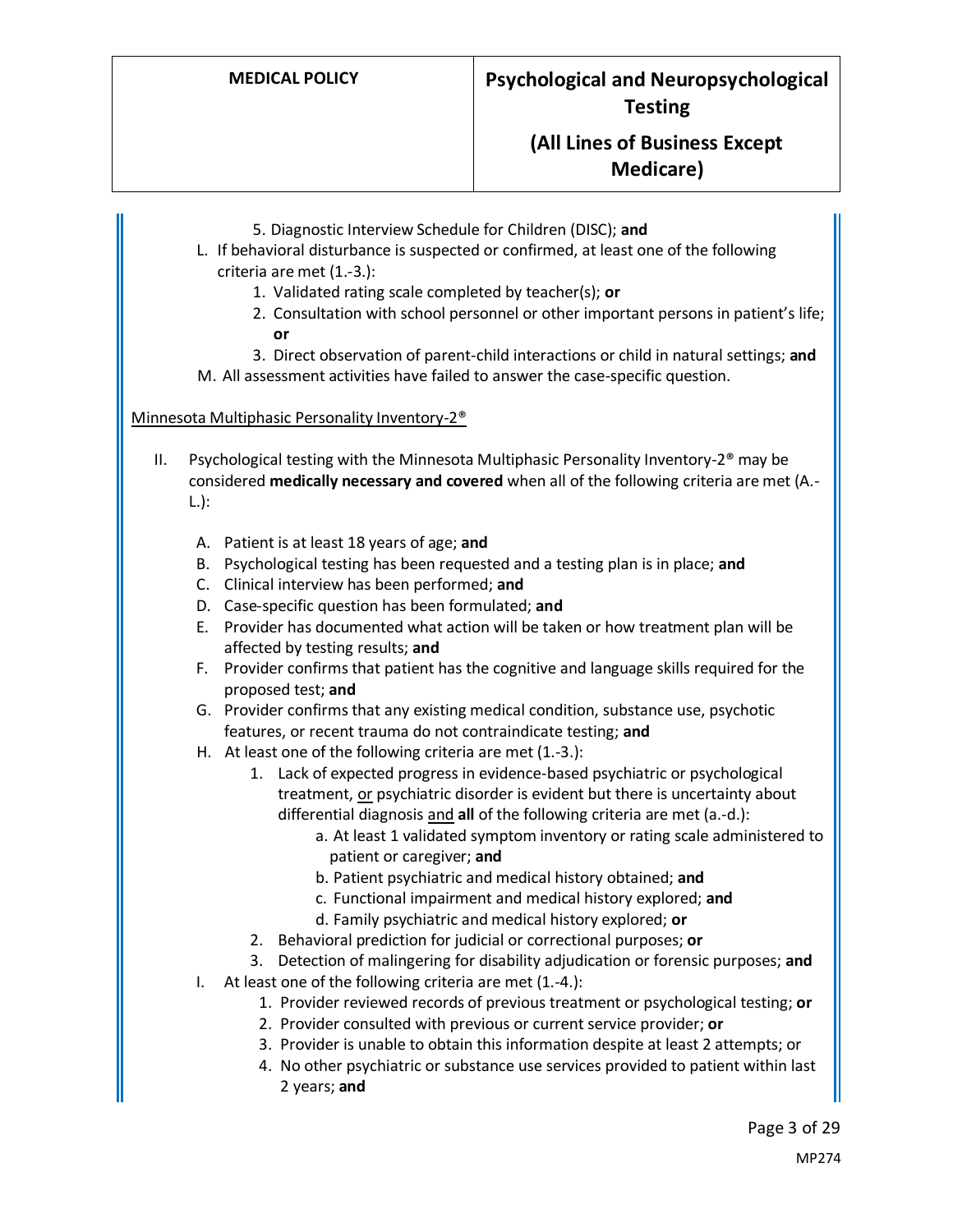5. Diagnostic Interview Schedule for Children (DISC); **and**

L. If behavioral disturbance is suspected or confirmed, at least one of the following criteria are met (1.-3.):
   1. Validated rating scale completed by teacher(s); **or**
   2. Consultation with school personnel or other important persons in patient's life; **or**
   3. Direct observation of parent-child interactions or child in natural settings; **and**

M. All assessment activities have failed to answer the case-specific question.

Minnesota Multiphasic Personality Inventory-2®

II. Psychological testing with the Minnesota Multiphasic Personality Inventory-2® may be considered **medically necessary and covered** when all of the following criteria are met (A.-L.):

   A. Patient is at least 18 years of age; **and**
   B. Psychological testing has been requested and a testing plan is in place; **and**
   C. Clinical interview has been performed; **and**
   D. Case-specific question has been formulated; **and**
   E. Provider has documented what action will be taken or how treatment plan will be affected by testing results; **and**
   F. Provider confirms that patient has the cognitive and language skills required for the proposed test; **and**
   G. Provider confirms that any existing medical condition, substance use, psychotic features, or recent trauma do not contraindicate testing; **and**
   H. At least one of the following criteria are met (1.-3.):
      1. Lack of expected progress in evidence-based psychiatric or psychological treatment, or psychiatric disorder is evident but there is uncertainty about differential diagnosis and **all** of the following criteria are met (a.-d.):
         a. At least 1 validated symptom inventory or rating scale administered to patient or caregiver; **and**
         b. Patient psychiatric and medical history obtained; **and**
         c. Functional impairment and medical history explored; **and**
         d. Family psychiatric and medical history explored; **or**
      2. Behavioral prediction for judicial or correctional purposes; **or**
      3. Detection of malingering for disability adjudication or forensic purposes; **and**
   I. At least one of the following criteria are met (1.-4.):
      1. Provider reviewed records of previous treatment or psychological testing; **or**
      2. Provider consulted with previous or current service provider; **or**
      3. Provider is unable to obtain this information despite at least 2 attempts; or
      4. No other psychiatric or substance use services provided to patient within last 2 years; **and**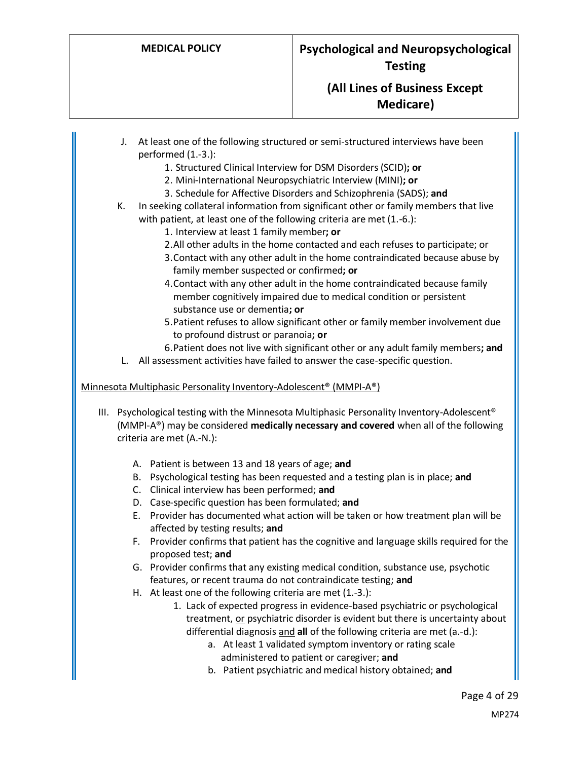J. At least one of the following structured or semi-structured interviews have been performed (1.-3.):
   1. Structured Clinical Interview for DSM Disorders (SCID)**; or**
   2. Mini-International Neuropsychiatric Interview (MINI)**; or**
   3. Schedule for Affective Disorders and Schizophrenia (SADS); **and**

K. In seeking collateral information from significant other or family members that live with patient, at least one of the following criteria are met (1.-6.):
   1. Interview at least 1 family member**; or**
   2. All other adults in the home contacted and each refuses to participate; or
   3. Contact with any other adult in the home contraindicated because abuse by family member suspected or confirmed**; or**
   4. Contact with any other adult in the home contraindicated because family member cognitively impaired due to medical condition or persistent substance use or dementia**; or**
   5. Patient refuses to allow significant other or family member involvement due to profound distrust or paranoia**; or**
   6. Patient does not live with significant other or any adult family members**; and**

L. All assessment activities have failed to answer the case-specific question.

<u>Minnesota Multiphasic Personality Inventory-Adolescent® (MMPI-A®)</u>

III. Psychological testing with the Minnesota Multiphasic Personality Inventory-Adolescent® (MMPI-A®) may be considered **medically necessary and covered** when all of the following criteria are met (A.-N.):

   A. Patient is between 13 and 18 years of age; **and**
   B. Psychological testing has been requested and a testing plan is in place; **and**
   C. Clinical interview has been performed; **and**
   D. Case-specific question has been formulated; **and**
   E. Provider has documented what action will be taken or how treatment plan will be affected by testing results; **and**
   F. Provider confirms that patient has the cognitive and language skills required for the proposed test; **and**
   G. Provider confirms that any existing medical condition, substance use, psychotic features, or recent trauma do not contraindicate testing; **and**
   H. At least one of the following criteria are met (1.-3.):
      1. Lack of expected progress in evidence-based psychiatric or psychological treatment, <u>or</u> psychiatric disorder is evident but there is uncertainty about differential diagnosis <u>and</u> **all** of the following criteria are met (a.-d.):
         a. At least 1 validated symptom inventory or rating scale administered to patient or caregiver; **and**
         b. Patient psychiatric and medical history obtained; **and**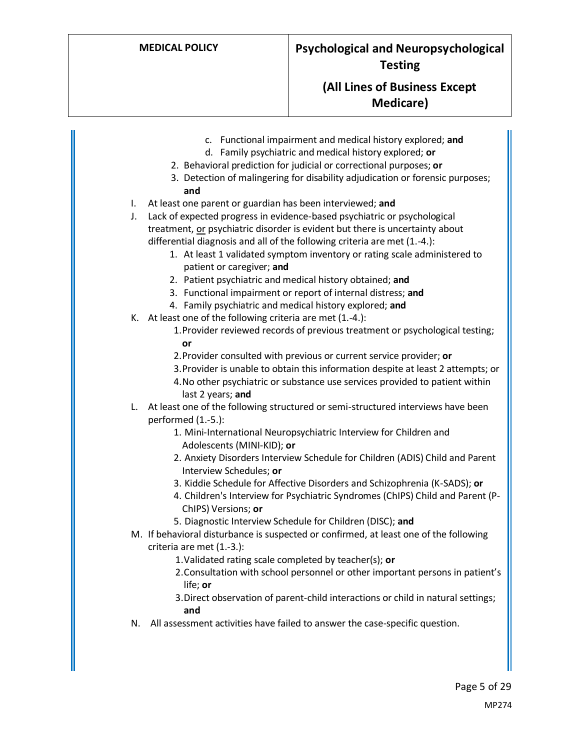c. Functional impairment and medical history explored; **and**
   d. Family psychiatric and medical history explored; **or**
2. Behavioral prediction for judicial or correctional purposes; **or**
3. Detection of malingering for disability adjudication or forensic purposes; **and**

I. At least one parent or guardian has been interviewed; **and**

J. Lack of expected progress in evidence-based psychiatric or psychological treatment, <u>or</u> psychiatric disorder is evident but there is uncertainty about differential diagnosis and all of the following criteria are met (1.-4.):
   1. At least 1 validated symptom inventory or rating scale administered to patient or caregiver; **and**
   2. Patient psychiatric and medical history obtained; **and**
   3. Functional impairment or report of internal distress; **and**
   4. Family psychiatric and medical history explored; **and**

K. At least one of the following criteria are met (1.-4.):
   1. Provider reviewed records of previous treatment or psychological testing; **or**
   2. Provider consulted with previous or current service provider; **or**
   3. Provider is unable to obtain this information despite at least 2 attempts; or
   4. No other psychiatric or substance use services provided to patient within last 2 years; **and**

L. At least one of the following structured or semi-structured interviews have been performed (1.-5.):
   1. Mini-International Neuropsychiatric Interview for Children and Adolescents (MINI-KID); **or**
   2. Anxiety Disorders Interview Schedule for Children (ADIS) Child and Parent Interview Schedules; **or**
   3. Kiddie Schedule for Affective Disorders and Schizophrenia (K-SADS); **or**
   4. Children's Interview for Psychiatric Syndromes (ChIPS) Child and Parent (P-ChIPS) Versions; **or**
   5. Diagnostic Interview Schedule for Children (DISC); **and**

M. If behavioral disturbance is suspected or confirmed, at least one of the following criteria are met (1.-3.):
   1. Validated rating scale completed by teacher(s); **or**
   2. Consultation with school personnel or other important persons in patient's life; **or**
   3. Direct observation of parent-child interactions or child in natural settings; **and**

N. All assessment activities have failed to answer the case-specific question.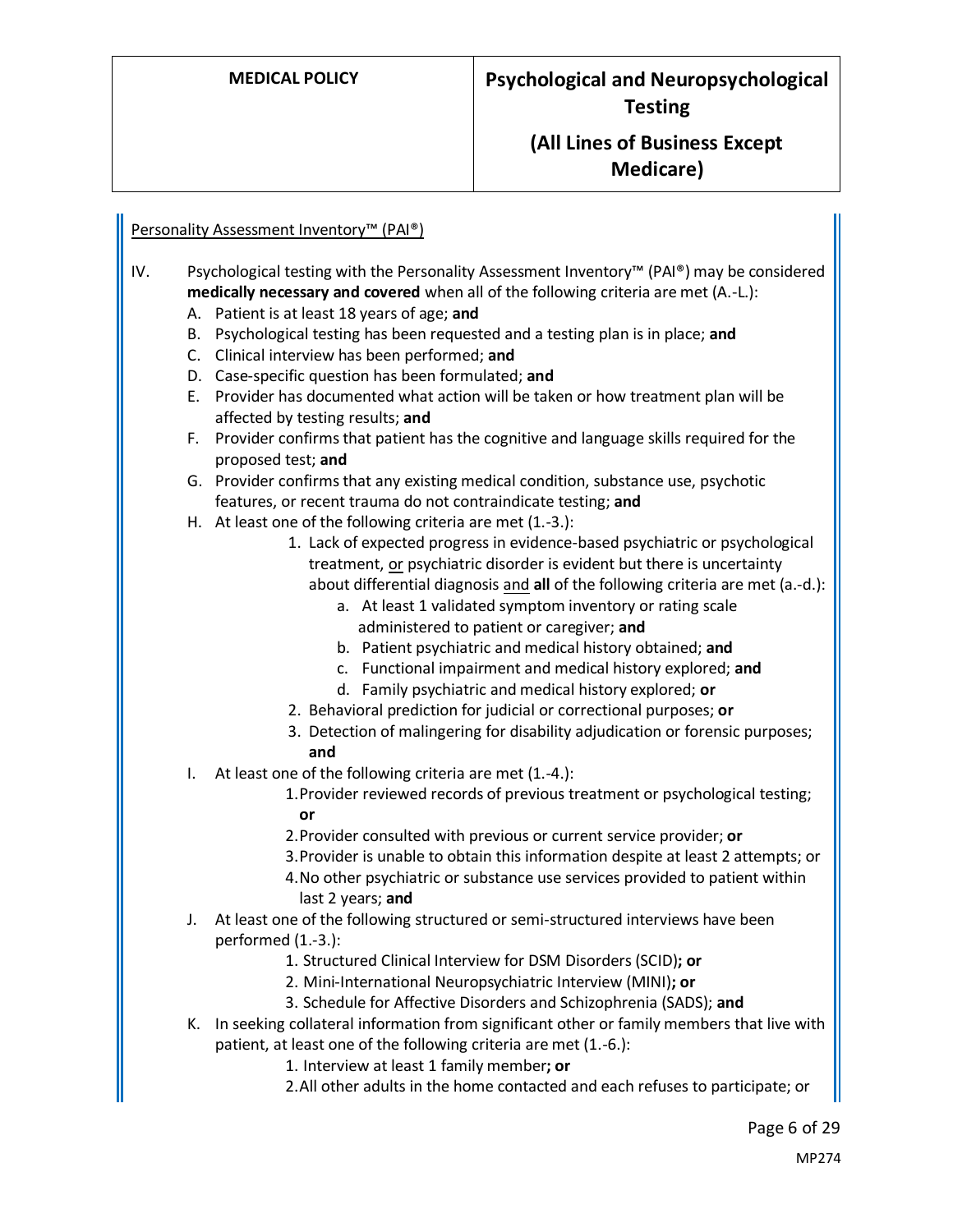<u>Personality Assessment Inventory™ (PAI®)</u>

IV. Psychological testing with the Personality Assessment Inventory™ (PAI®) may be considered **medically necessary and covered** when all of the following criteria are met (A.-L.):

   A. Patient is at least 18 years of age; **and**
   B. Psychological testing has been requested and a testing plan is in place; **and**
   C. Clinical interview has been performed; **and**
   D. Case-specific question has been formulated; **and**
   E. Provider has documented what action will be taken or how treatment plan will be affected by testing results; **and**
   F. Provider confirms that patient has the cognitive and language skills required for the proposed test; **and**
   G. Provider confirms that any existing medical condition, substance use, psychotic features, or recent trauma do not contraindicate testing; **and**
   H. At least one of the following criteria are met (1.-3.):
      1. Lack of expected progress in evidence-based psychiatric or psychological treatment, <u>or</u> psychiatric disorder is evident but there is uncertainty about differential diagnosis <u>and</u> **all** of the following criteria are met (a.-d.):
         a. At least 1 validated symptom inventory or rating scale administered to patient or caregiver; **and**
         b. Patient psychiatric and medical history obtained; **and**
         c. Functional impairment and medical history explored; **and**
         d. Family psychiatric and medical history explored; **or**
      2. Behavioral prediction for judicial or correctional purposes; **or**
      3. Detection of malingering for disability adjudication or forensic purposes; **and**
   I. At least one of the following criteria are met (1.-4.):
      1. Provider reviewed records of previous treatment or psychological testing; **or**
      2. Provider consulted with previous or current service provider; **or**
      3. Provider is unable to obtain this information despite at least 2 attempts; or
      4. No other psychiatric or substance use services provided to patient within last 2 years; **and**
   J. At least one of the following structured or semi-structured interviews have been performed (1.-3.):
      1. Structured Clinical Interview for DSM Disorders (SCID)**; or**
      2. Mini-International Neuropsychiatric Interview (MINI)**; or**
      3. Schedule for Affective Disorders and Schizophrenia (SADS); **and**
   K. In seeking collateral information from significant other or family members that live with patient, at least one of the following criteria are met (1.-6.):
      1. Interview at least 1 family member**; or**
      2. All other adults in the home contacted and each refuses to participate; or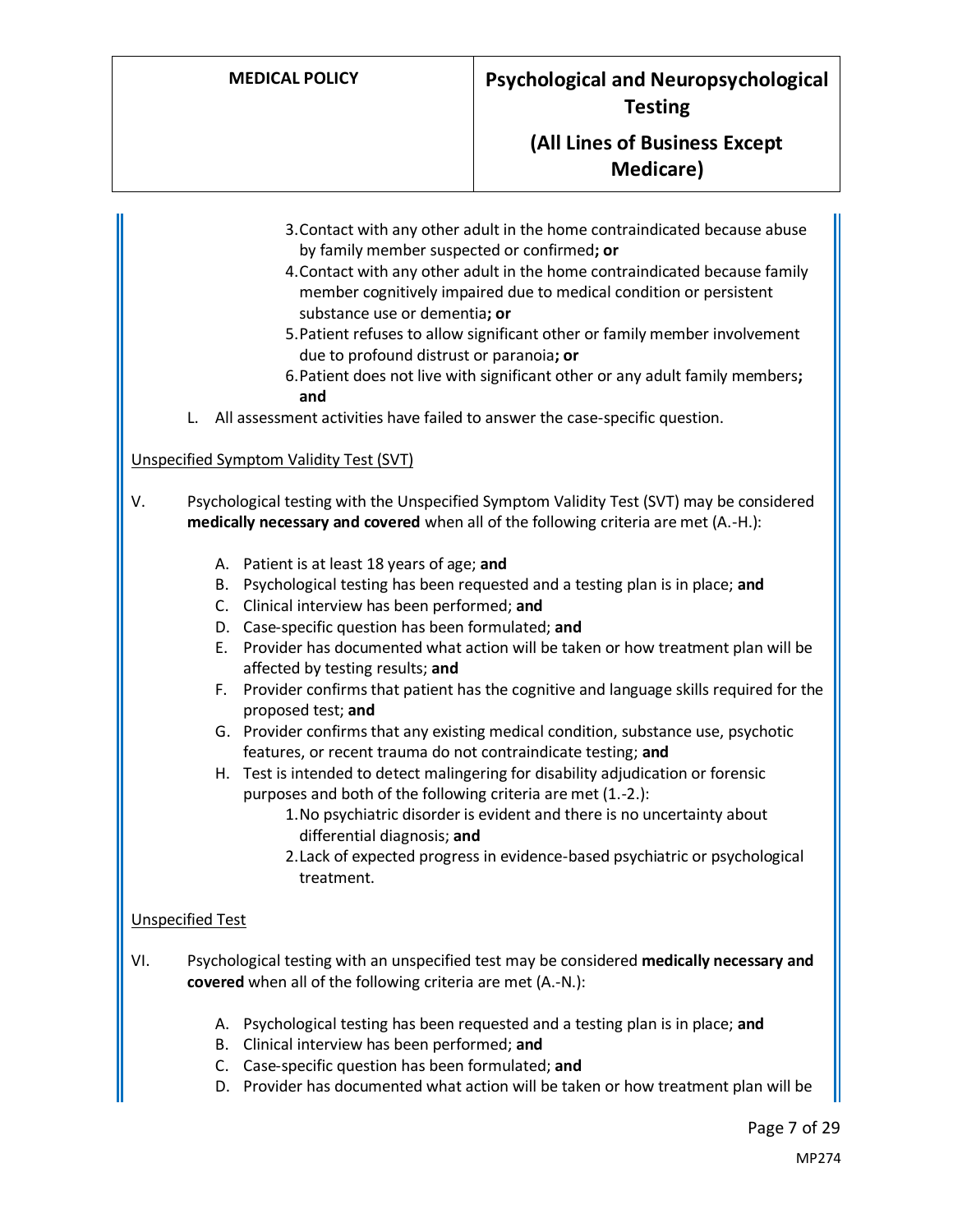3. Contact with any other adult in the home contraindicated because abuse by family member suspected or confirmed**; or**
4. Contact with any other adult in the home contraindicated because family member cognitively impaired due to medical condition or persistent substance use or dementia**; or**
5. Patient refuses to allow significant other or family member involvement due to profound distrust or paranoia**; or**
6. Patient does not live with significant other or any adult family members**; and**

L. All assessment activities have failed to answer the case-specific question.

Unspecified Symptom Validity Test (SVT)

V. Psychological testing with the Unspecified Symptom Validity Test (SVT) may be considered **medically necessary and covered** when all of the following criteria are met (A.-H.):

A. Patient is at least 18 years of age; **and**
B. Psychological testing has been requested and a testing plan is in place; **and**
C. Clinical interview has been performed; **and**
D. Case-specific question has been formulated; **and**
E. Provider has documented what action will be taken or how treatment plan will be affected by testing results; **and**
F. Provider confirms that patient has the cognitive and language skills required for the proposed test; **and**
G. Provider confirms that any existing medical condition, substance use, psychotic features, or recent trauma do not contraindicate testing; **and**
H. Test is intended to detect malingering for disability adjudication or forensic purposes and both of the following criteria are met (1.-2.):
    1. No psychiatric disorder is evident and there is no uncertainty about differential diagnosis; **and**
    2. Lack of expected progress in evidence-based psychiatric or psychological treatment.

Unspecified Test

VI. Psychological testing with an unspecified test may be considered **medically necessary and covered** when all of the following criteria are met (A.-N.):

A. Psychological testing has been requested and a testing plan is in place; **and**
B. Clinical interview has been performed; **and**
C. Case-specific question has been formulated; **and**
D. Provider has documented what action will be taken or how treatment plan will be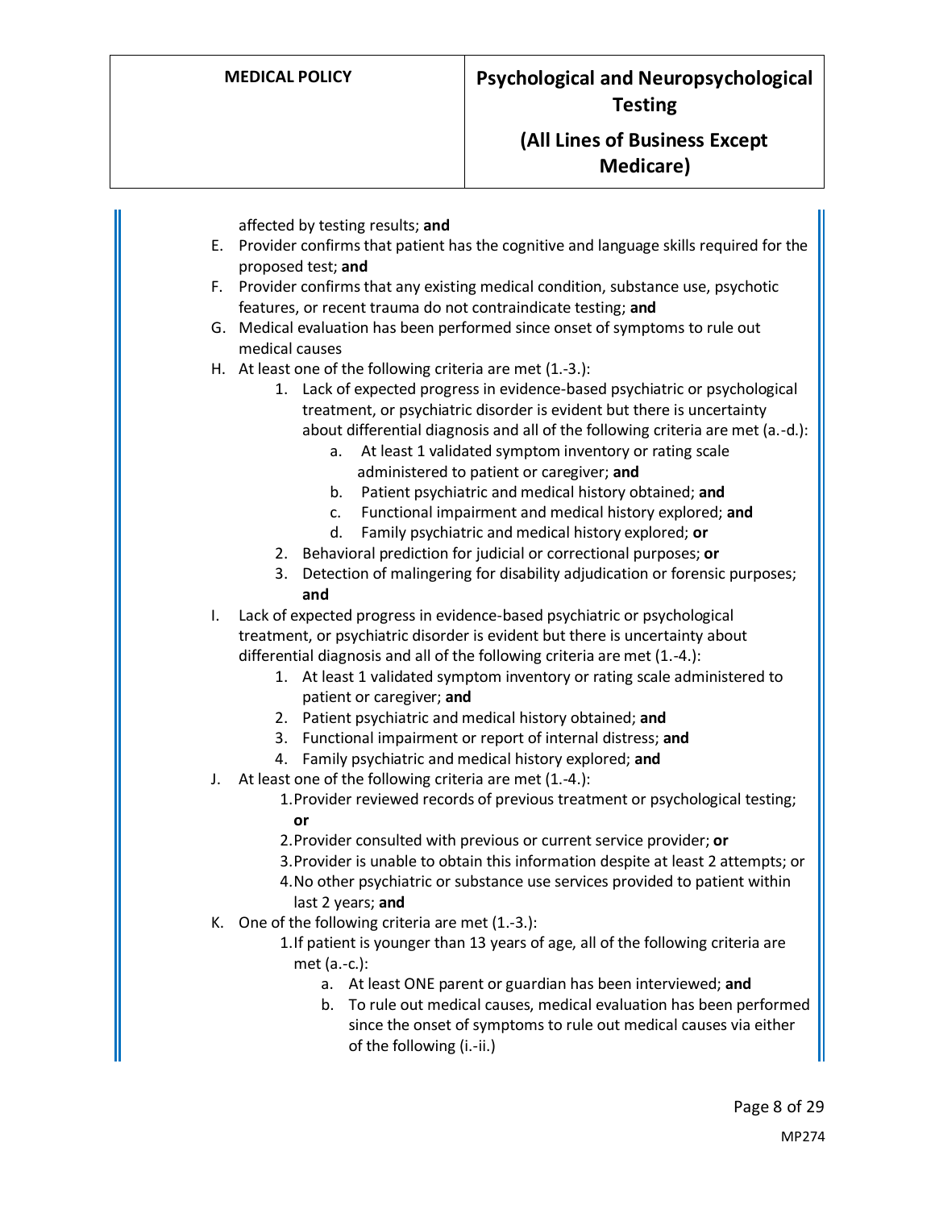affected by testing results; **and**

E. Provider confirms that patient has the cognitive and language skills required for the proposed test; **and**
F. Provider confirms that any existing medical condition, substance use, psychotic features, or recent trauma do not contraindicate testing; **and**
G. Medical evaluation has been performed since onset of symptoms to rule out medical causes
H. At least one of the following criteria are met (1.-3.):
    1. Lack of expected progress in evidence-based psychiatric or psychological treatment, or psychiatric disorder is evident but there is uncertainty about differential diagnosis and all of the following criteria are met (a.-d.):
        a. At least 1 validated symptom inventory or rating scale administered to patient or caregiver; **and**
        b. Patient psychiatric and medical history obtained; **and**
        c. Functional impairment and medical history explored; **and**
        d. Family psychiatric and medical history explored; **or**
    2. Behavioral prediction for judicial or correctional purposes; **or**
    3. Detection of malingering for disability adjudication or forensic purposes; **and**
I. Lack of expected progress in evidence-based psychiatric or psychological treatment, or psychiatric disorder is evident but there is uncertainty about differential diagnosis and all of the following criteria are met (1.-4.):
    1. At least 1 validated symptom inventory or rating scale administered to patient or caregiver; **and**
    2. Patient psychiatric and medical history obtained; **and**
    3. Functional impairment or report of internal distress; **and**
    4. Family psychiatric and medical history explored; **and**
J. At least one of the following criteria are met (1.-4.):
    1. Provider reviewed records of previous treatment or psychological testing; **or**
    2. Provider consulted with previous or current service provider; **or**
    3. Provider is unable to obtain this information despite at least 2 attempts; or
    4. No other psychiatric or substance use services provided to patient within last 2 years; **and**
K. One of the following criteria are met (1.-3.):
    1. If patient is younger than 13 years of age, all of the following criteria are met (a.-c.):
        a. At least ONE parent or guardian has been interviewed; **and**
        b. To rule out medical causes, medical evaluation has been performed since the onset of symptoms to rule out medical causes via either of the following (i.-ii.)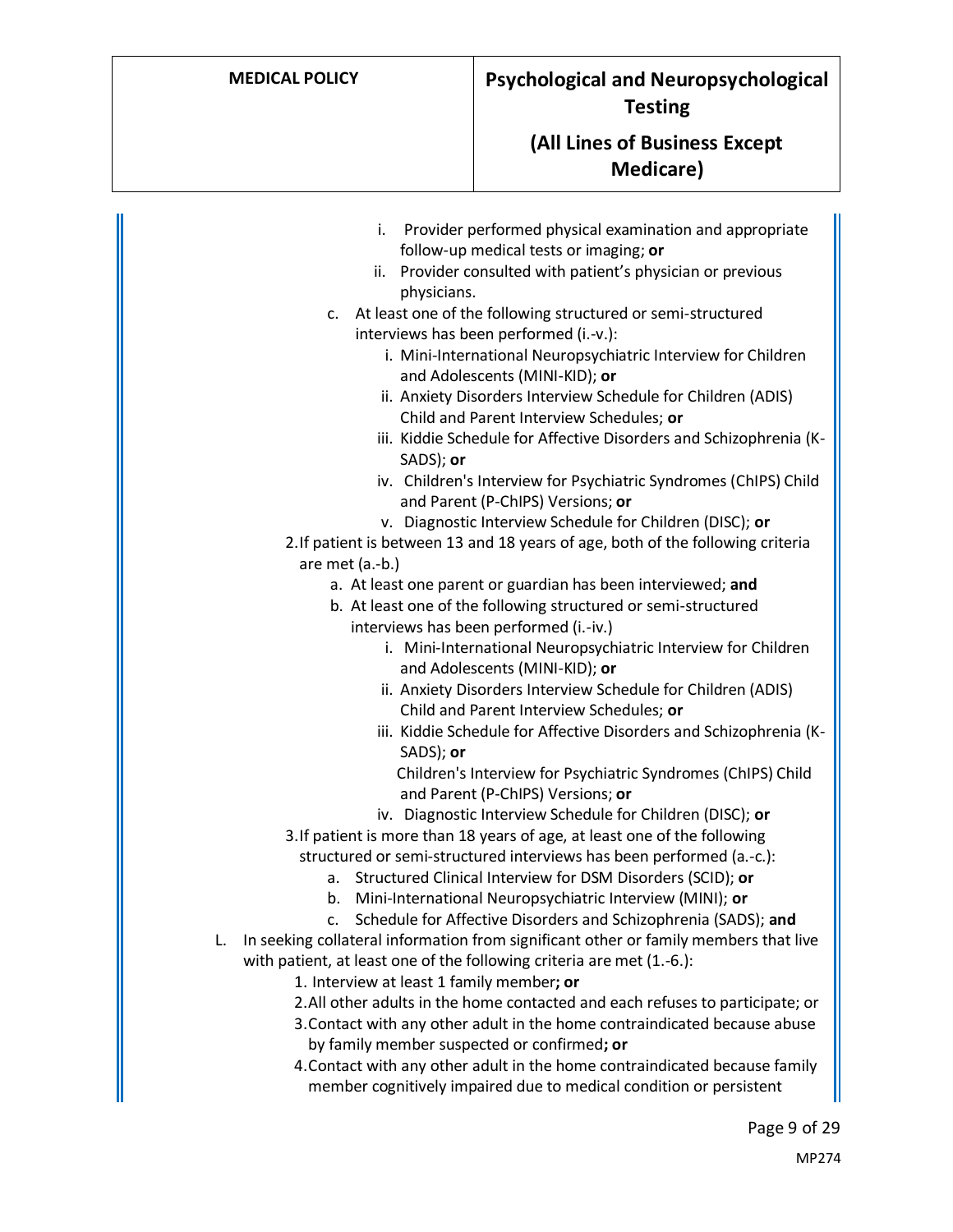i. Provider performed physical examination and appropriate follow-up medical tests or imaging; **or**
ii. Provider consulted with patient's physician or previous physicians.

c. At least one of the following structured or semi-structured interviews has been performed (i.-v.):
   i. Mini-International Neuropsychiatric Interview for Children and Adolescents (MINI-KID); **or**
   ii. Anxiety Disorders Interview Schedule for Children (ADIS) Child and Parent Interview Schedules; **or**
   iii. Kiddie Schedule for Affective Disorders and Schizophrenia (K-SADS); **or**
   iv. Children's Interview for Psychiatric Syndromes (ChIPS) Child and Parent (P-ChIPS) Versions; **or**
   v. Diagnostic Interview Schedule for Children (DISC); **or**

2. If patient is between 13 and 18 years of age, both of the following criteria are met (a.-b.)
   a. At least one parent or guardian has been interviewed; **and**
   b. At least one of the following structured or semi-structured interviews has been performed (i.-iv.)
      i. Mini-International Neuropsychiatric Interview for Children and Adolescents (MINI-KID); **or**
      ii. Anxiety Disorders Interview Schedule for Children (ADIS) Child and Parent Interview Schedules; **or**
      iii. Kiddie Schedule for Affective Disorders and Schizophrenia (K-SADS); **or**
      Children's Interview for Psychiatric Syndromes (ChIPS) Child and Parent (P-ChIPS) Versions; **or**
      iv. Diagnostic Interview Schedule for Children (DISC); **or**

3. If patient is more than 18 years of age, at least one of the following structured or semi-structured interviews has been performed (a.-c.):
   a. Structured Clinical Interview for DSM Disorders (SCID); **or**
   b. Mini-International Neuropsychiatric Interview (MINI); **or**
   c. Schedule for Affective Disorders and Schizophrenia (SADS); **and**

L. In seeking collateral information from significant other or family members that live with patient, at least one of the following criteria are met (1.-6.):
   1. Interview at least 1 family member**; or**
   2. All other adults in the home contacted and each refuses to participate; or
   3. Contact with any other adult in the home contraindicated because abuse by family member suspected or confirmed**; or**
   4. Contact with any other adult in the home contraindicated because family member cognitively impaired due to medical condition or persistent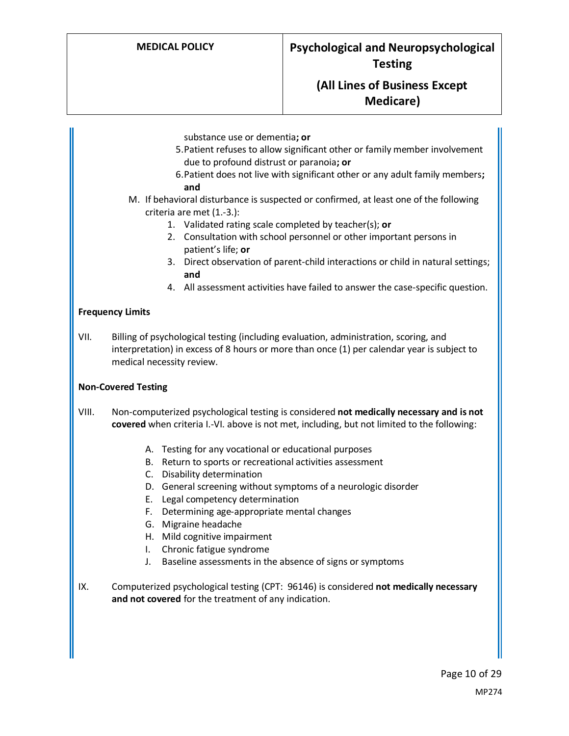substance use or dementia**; or**

5. Patient refuses to allow significant other or family member involvement due to profound distrust or paranoia**; or**
6. Patient does not live with significant other or any adult family members**; and**

M. If behavioral disturbance is suspected or confirmed, at least one of the following criteria are met (1.-3.):

1. Validated rating scale completed by teacher(s); **or**
2. Consultation with school personnel or other important persons in patient's life; **or**
3. Direct observation of parent-child interactions or child in natural settings; **and**
4. All assessment activities have failed to answer the case-specific question.

**Frequency Limits**

VII. Billing of psychological testing (including evaluation, administration, scoring, and interpretation) in excess of 8 hours or more than once (1) per calendar year is subject to medical necessity review.

**Non-Covered Testing**

VIII. Non-computerized psychological testing is considered **not medically necessary and is not covered** when criteria I.-VI. above is not met, including, but not limited to the following:

A. Testing for any vocational or educational purposes
B. Return to sports or recreational activities assessment
C. Disability determination
D. General screening without symptoms of a neurologic disorder
E. Legal competency determination
F. Determining age-appropriate mental changes
G. Migraine headache
H. Mild cognitive impairment
I. Chronic fatigue syndrome
J. Baseline assessments in the absence of signs or symptoms

IX. Computerized psychological testing (CPT: 96146) is considered **not medically necessary and not covered** for the treatment of any indication.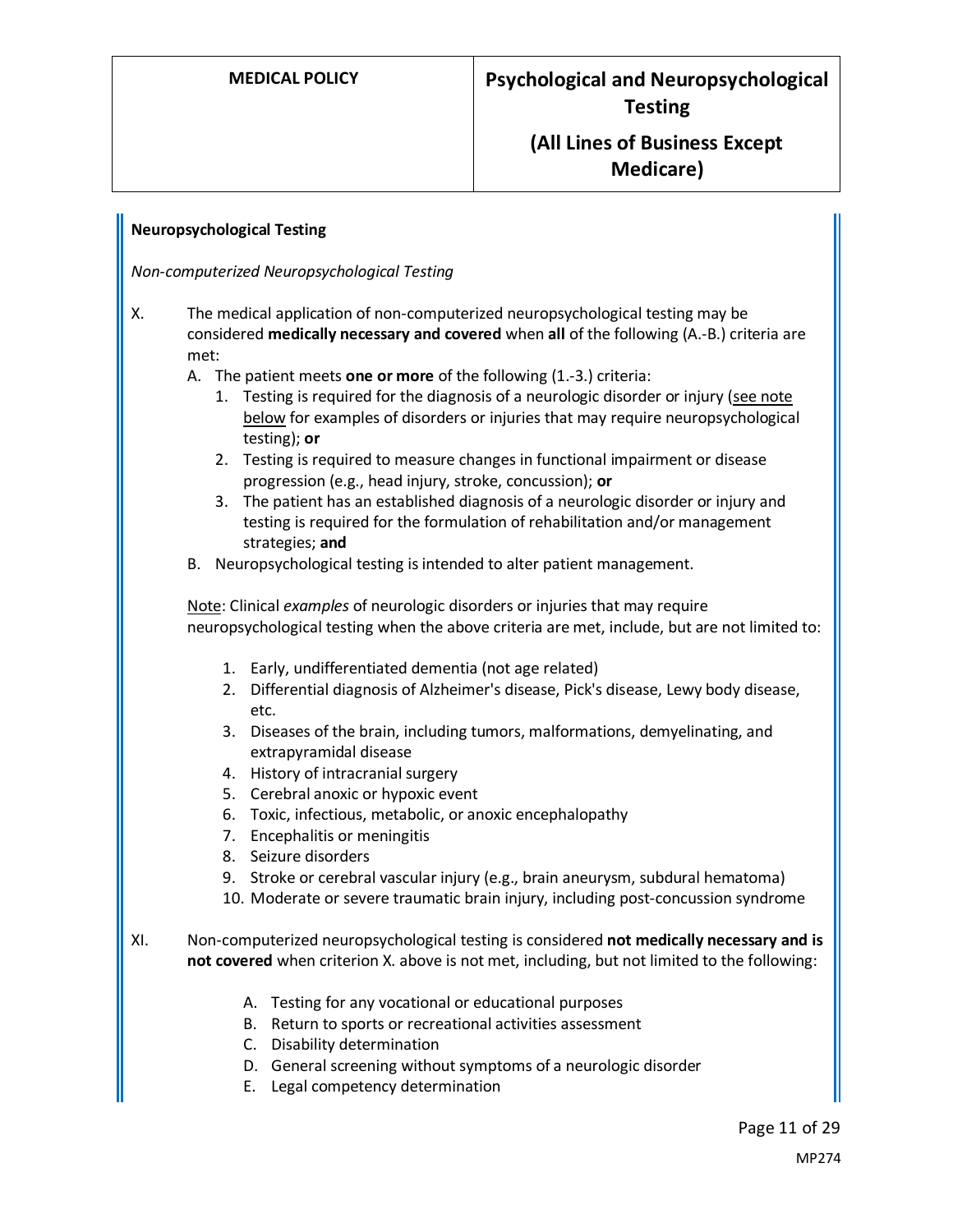**Neuropsychological Testing**

*Non-computerized Neuropsychological Testing*

X. The medical application of non-computerized neuropsychological testing may be considered **medically necessary and covered** when **all** of the following (A.-B.) criteria are met:
   A. The patient meets **one or more** of the following (1.-3.) criteria:
      1. Testing is required for the diagnosis of a neurologic disorder or injury (see note below for examples of disorders or injuries that may require neuropsychological testing); **or**
      2. Testing is required to measure changes in functional impairment or disease progression (e.g., head injury, stroke, concussion); **or**
      3. The patient has an established diagnosis of a neurologic disorder or injury and testing is required for the formulation of rehabilitation and/or management strategies; **and**
   B. Neuropsychological testing is intended to alter patient management.

   Note: Clinical *examples* of neurologic disorders or injuries that may require neuropsychological testing when the above criteria are met, include, but are not limited to:

   1. Early, undifferentiated dementia (not age related)
   2. Differential diagnosis of Alzheimer's disease, Pick's disease, Lewy body disease, etc.
   3. Diseases of the brain, including tumors, malformations, demyelinating, and extrapyramidal disease
   4. History of intracranial surgery
   5. Cerebral anoxic or hypoxic event
   6. Toxic, infectious, metabolic, or anoxic encephalopathy
   7. Encephalitis or meningitis
   8. Seizure disorders
   9. Stroke or cerebral vascular injury (e.g., brain aneurysm, subdural hematoma)
   10. Moderate or severe traumatic brain injury, including post-concussion syndrome

XI. Non-computerized neuropsychological testing is considered **not medically necessary and is not covered** when criterion X. above is not met, including, but not limited to the following:

   A. Testing for any vocational or educational purposes
   B. Return to sports or recreational activities assessment
   C. Disability determination
   D. General screening without symptoms of a neurologic disorder
   E. Legal competency determination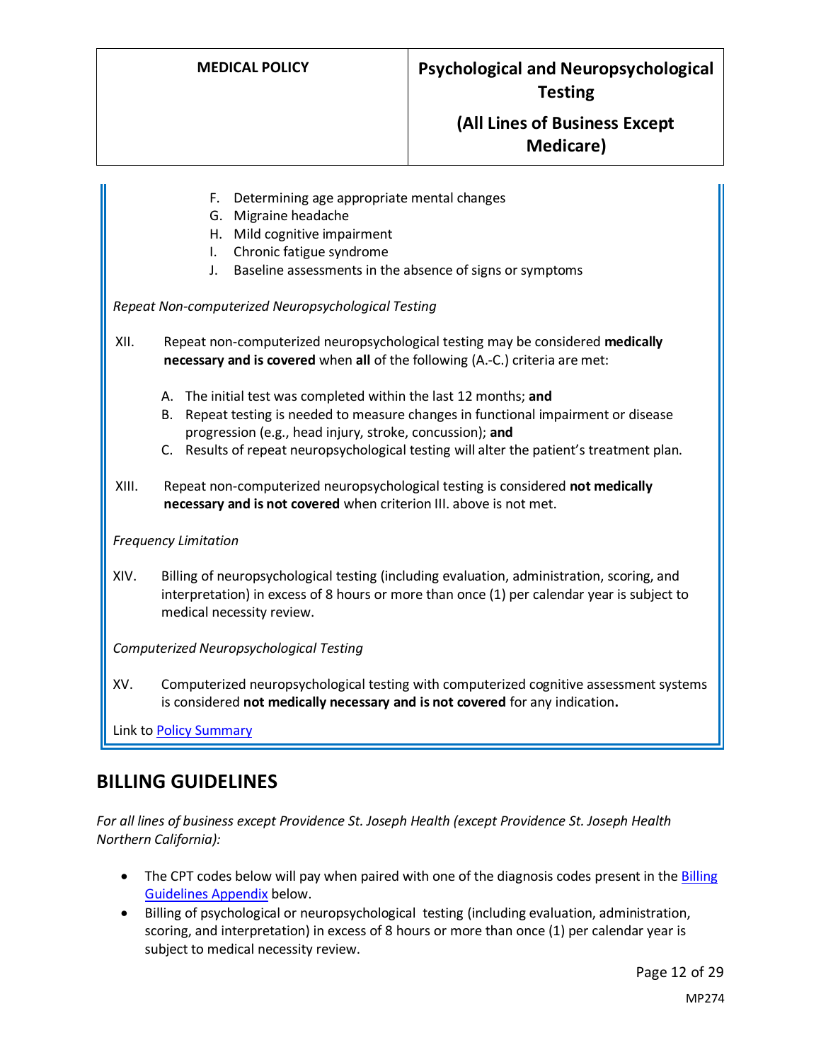F. Determining age appropriate mental changes
G. Migraine headache
H. Mild cognitive impairment
I. Chronic fatigue syndrome
J. Baseline assessments in the absence of signs or symptoms

*Repeat Non-computerized Neuropsychological Testing*

XII. Repeat non-computerized neuropsychological testing may be considered **medically necessary and is covered** when **all** of the following (A.-C.) criteria are met:

A. The initial test was completed within the last 12 months; **and**
B. Repeat testing is needed to measure changes in functional impairment or disease progression (e.g., head injury, stroke, concussion); **and**
C. Results of repeat neuropsychological testing will alter the patient's treatment plan.

XIII. Repeat non-computerized neuropsychological testing is considered **not medically necessary and is not covered** when criterion III. above is not met.

*Frequency Limitation*

XIV. Billing of neuropsychological testing (including evaluation, administration, scoring, and interpretation) in excess of 8 hours or more than once (1) per calendar year is subject to medical necessity review.

*Computerized Neuropsychological Testing*

XV. Computerized neuropsychological testing with computerized cognitive assessment systems is considered **not medically necessary and is not covered** for any indication**.**

Link to Policy Summary

## BILLING GUIDELINES

*For all lines of business except Providence St. Joseph Health (except Providence St. Joseph Health Northern California):*

- The CPT codes below will pay when paired with one of the diagnosis codes present in the Billing Guidelines Appendix below.
- Billing of psychological or neuropsychological testing (including evaluation, administration, scoring, and interpretation) in excess of 8 hours or more than once (1) per calendar year is subject to medical necessity review.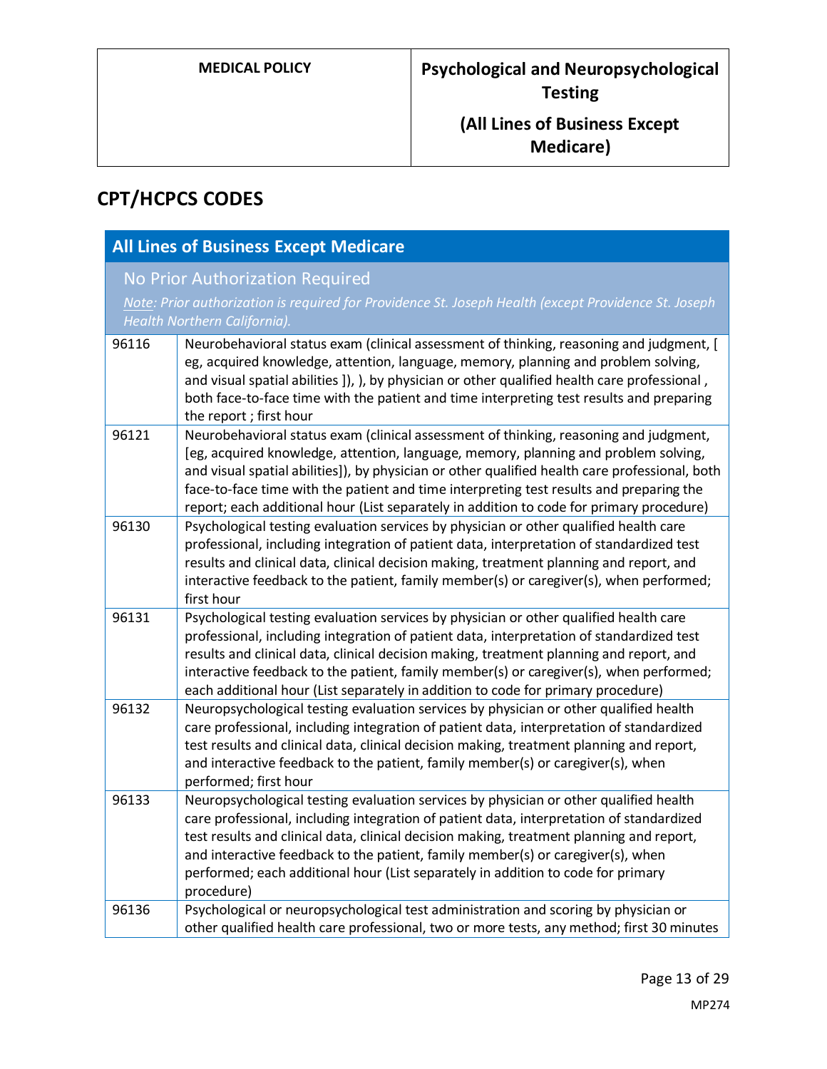## CPT/HCPCS CODES

| All Lines of Business Except Medicare | |
|---|---|
| No Prior Authorization Required<br>*Note: Prior authorization is required for Providence St. Joseph Health (except Providence St. Joseph Health Northern California).* | |
| 96116 | Neurobehavioral status exam (clinical assessment of thinking, reasoning and judgment, [ eg, acquired knowledge, attention, language, memory, planning and problem solving, and visual spatial abilities ]), ), by physician or other qualified health care professional , both face-to-face time with the patient and time interpreting test results and preparing the report ; first hour |
| 96121 | Neurobehavioral status exam (clinical assessment of thinking, reasoning and judgment, [eg, acquired knowledge, attention, language, memory, planning and problem solving, and visual spatial abilities]), by physician or other qualified health care professional, both face-to-face time with the patient and time interpreting test results and preparing the report; each additional hour (List separately in addition to code for primary procedure) |
| 96130 | Psychological testing evaluation services by physician or other qualified health care professional, including integration of patient data, interpretation of standardized test results and clinical data, clinical decision making, treatment planning and report, and interactive feedback to the patient, family member(s) or caregiver(s), when performed; first hour |
| 96131 | Psychological testing evaluation services by physician or other qualified health care professional, including integration of patient data, interpretation of standardized test results and clinical data, clinical decision making, treatment planning and report, and interactive feedback to the patient, family member(s) or caregiver(s), when performed; each additional hour (List separately in addition to code for primary procedure) |
| 96132 | Neuropsychological testing evaluation services by physician or other qualified health care professional, including integration of patient data, interpretation of standardized test results and clinical data, clinical decision making, treatment planning and report, and interactive feedback to the patient, family member(s) or caregiver(s), when performed; first hour |
| 96133 | Neuropsychological testing evaluation services by physician or other qualified health care professional, including integration of patient data, interpretation of standardized test results and clinical data, clinical decision making, treatment planning and report, and interactive feedback to the patient, family member(s) or caregiver(s), when performed; each additional hour (List separately in addition to code for primary procedure) |
| 96136 | Psychological or neuropsychological test administration and scoring by physician or other qualified health care professional, two or more tests, any method; first 30 minutes |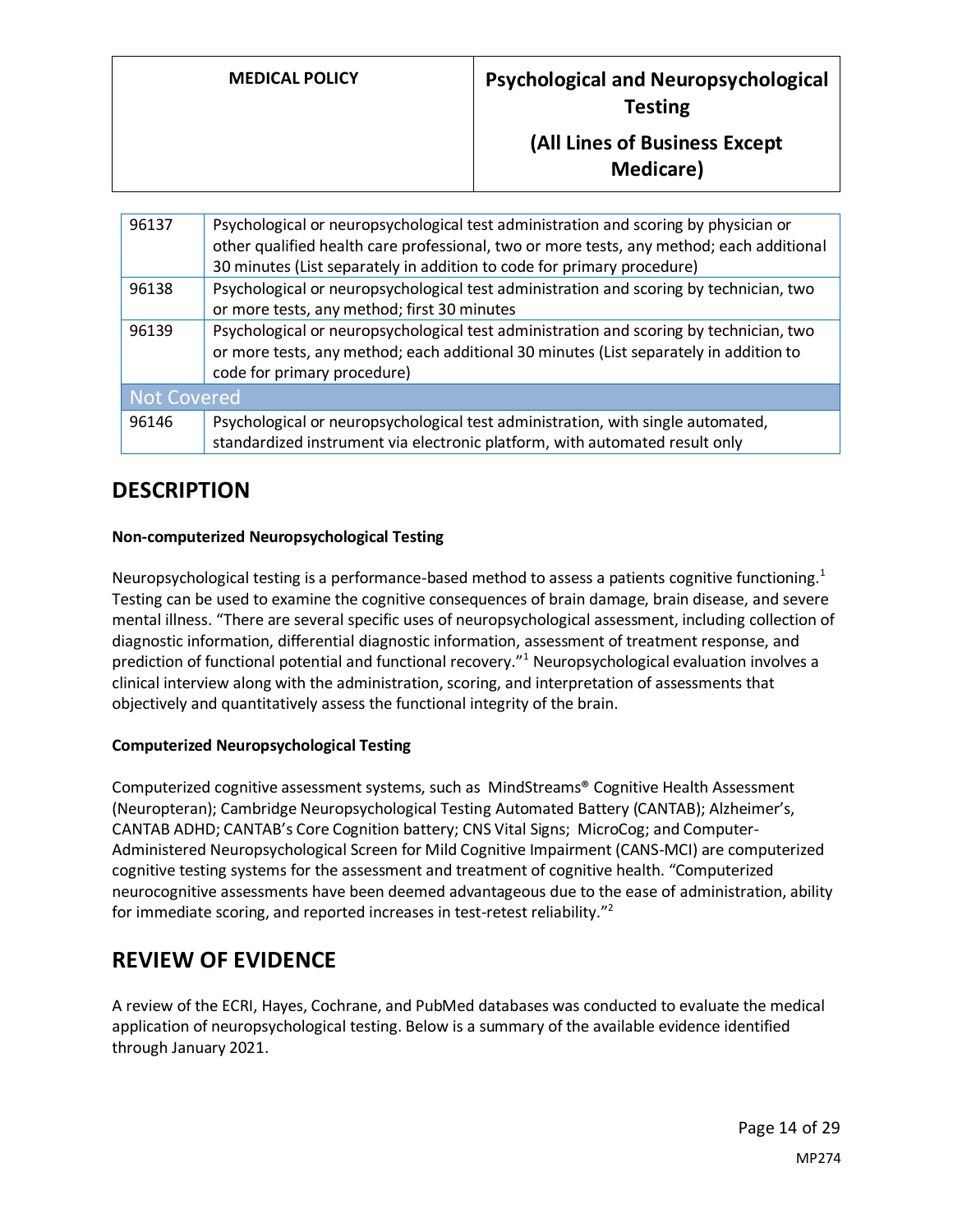| | |
|---|---|
| 96137 | Psychological or neuropsychological test administration and scoring by physician or other qualified health care professional, two or more tests, any method; each additional 30 minutes (List separately in addition to code for primary procedure) |
| 96138 | Psychological or neuropsychological test administration and scoring by technician, two or more tests, any method; first 30 minutes |
| 96139 | Psychological or neuropsychological test administration and scoring by technician, two or more tests, any method; each additional 30 minutes (List separately in addition to code for primary procedure) |
| **Not Covered** | |
| 96146 | Psychological or neuropsychological test administration, with single automated, standardized instrument via electronic platform, with automated result only |

## DESCRIPTION

**Non-computerized Neuropsychological Testing**

Neuropsychological testing is a performance-based method to assess a patients cognitive functioning.[1] Testing can be used to examine the cognitive consequences of brain damage, brain disease, and severe mental illness. "There are several specific uses of neuropsychological assessment, including collection of diagnostic information, differential diagnostic information, assessment of treatment response, and prediction of functional potential and functional recovery."[1] Neuropsychological evaluation involves a clinical interview along with the administration, scoring, and interpretation of assessments that objectively and quantitatively assess the functional integrity of the brain.

**Computerized Neuropsychological Testing**

Computerized cognitive assessment systems, such as MindStreams® Cognitive Health Assessment (Neuropteran); Cambridge Neuropsychological Testing Automated Battery (CANTAB); Alzheimer's, CANTAB ADHD; CANTAB's Core Cognition battery; CNS Vital Signs; MicroCog; and Computer-Administered Neuropsychological Screen for Mild Cognitive Impairment (CANS-MCI) are computerized cognitive testing systems for the assessment and treatment of cognitive health. "Computerized neurocognitive assessments have been deemed advantageous due to the ease of administration, ability for immediate scoring, and reported increases in test-retest reliability."[2]

## REVIEW OF EVIDENCE

A review of the ECRI, Hayes, Cochrane, and PubMed databases was conducted to evaluate the medical application of neuropsychological testing. Below is a summary of the available evidence identified through January 2021.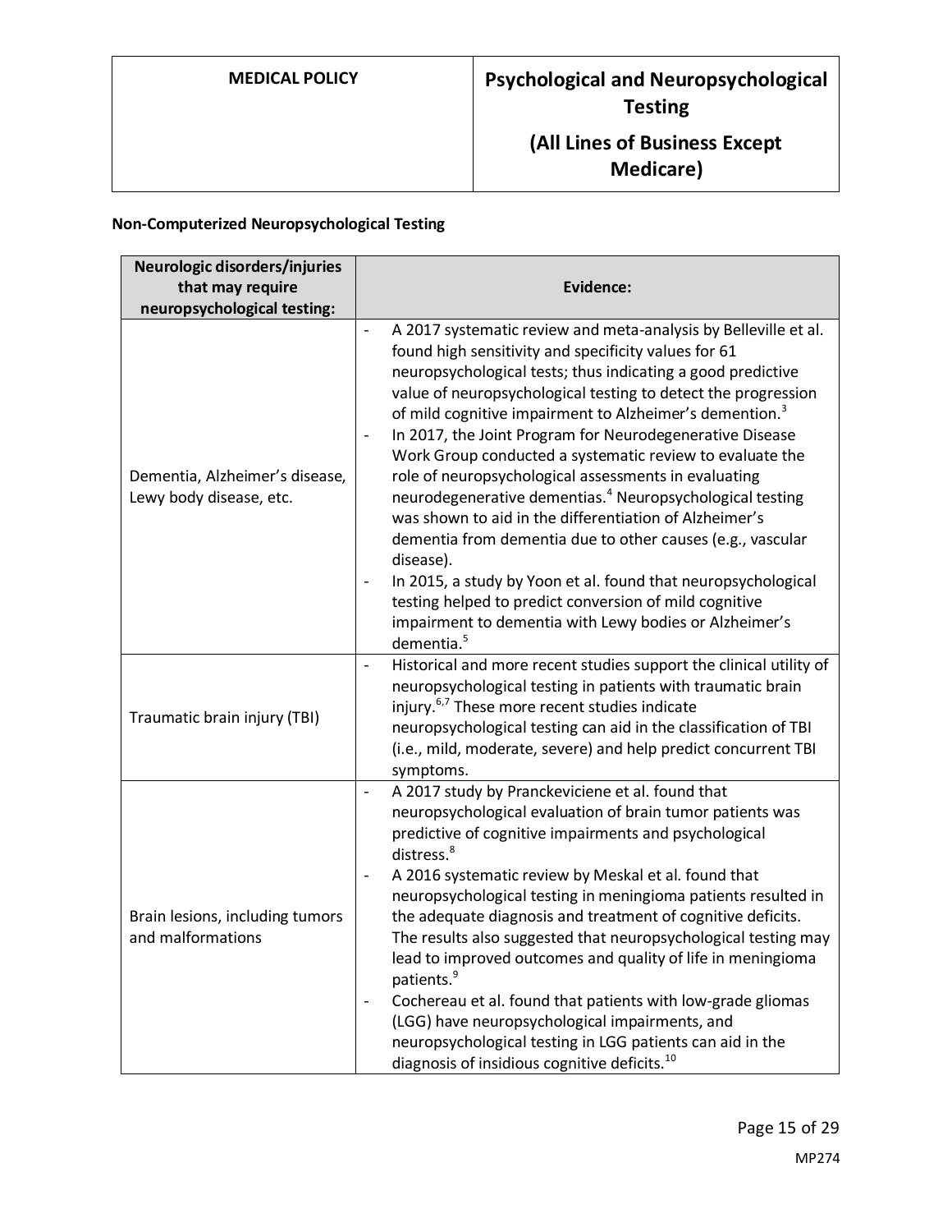**Non-Computerized Neuropsychological Testing**

| Neurologic disorders/injuries that may require neuropsychological testing: | Evidence: |
|---|---|
| Dementia, Alzheimer's disease, Lewy body disease, etc. | - A 2017 systematic review and meta-analysis by Belleville et al. found high sensitivity and specificity values for 61 neuropsychological tests; thus indicating a good predictive value of neuropsychological testing to detect the progression of mild cognitive impairment to Alzheimer's demention.[3]<br>- In 2017, the Joint Program for Neurodegenerative Disease Work Group conducted a systematic review to evaluate the role of neuropsychological assessments in evaluating neurodegenerative dementias.[4] Neuropsychological testing was shown to aid in the differentiation of Alzheimer's dementia from dementia due to other causes (e.g., vascular disease).<br>- In 2015, a study by Yoon et al. found that neuropsychological testing helped to predict conversion of mild cognitive impairment to dementia with Lewy bodies or Alzheimer's dementia.[5] |
| Traumatic brain injury (TBI) | - Historical and more recent studies support the clinical utility of neuropsychological testing in patients with traumatic brain injury.[6,7] These more recent studies indicate neuropsychological testing can aid in the classification of TBI (i.e., mild, moderate, severe) and help predict concurrent TBI symptoms. |
| Brain lesions, including tumors and malformations | - A 2017 study by Pranckeviciene et al. found that neuropsychological evaluation of brain tumor patients was predictive of cognitive impairments and psychological distress.[8]<br>- A 2016 systematic review by Meskal et al. found that neuropsychological testing in meningioma patients resulted in the adequate diagnosis and treatment of cognitive deficits. The results also suggested that neuropsychological testing may lead to improved outcomes and quality of life in meningioma patients.[9]<br>- Cochereau et al. found that patients with low-grade gliomas (LGG) have neuropsychological impairments, and neuropsychological testing in LGG patients can aid in the diagnosis of insidious cognitive deficits.[10] |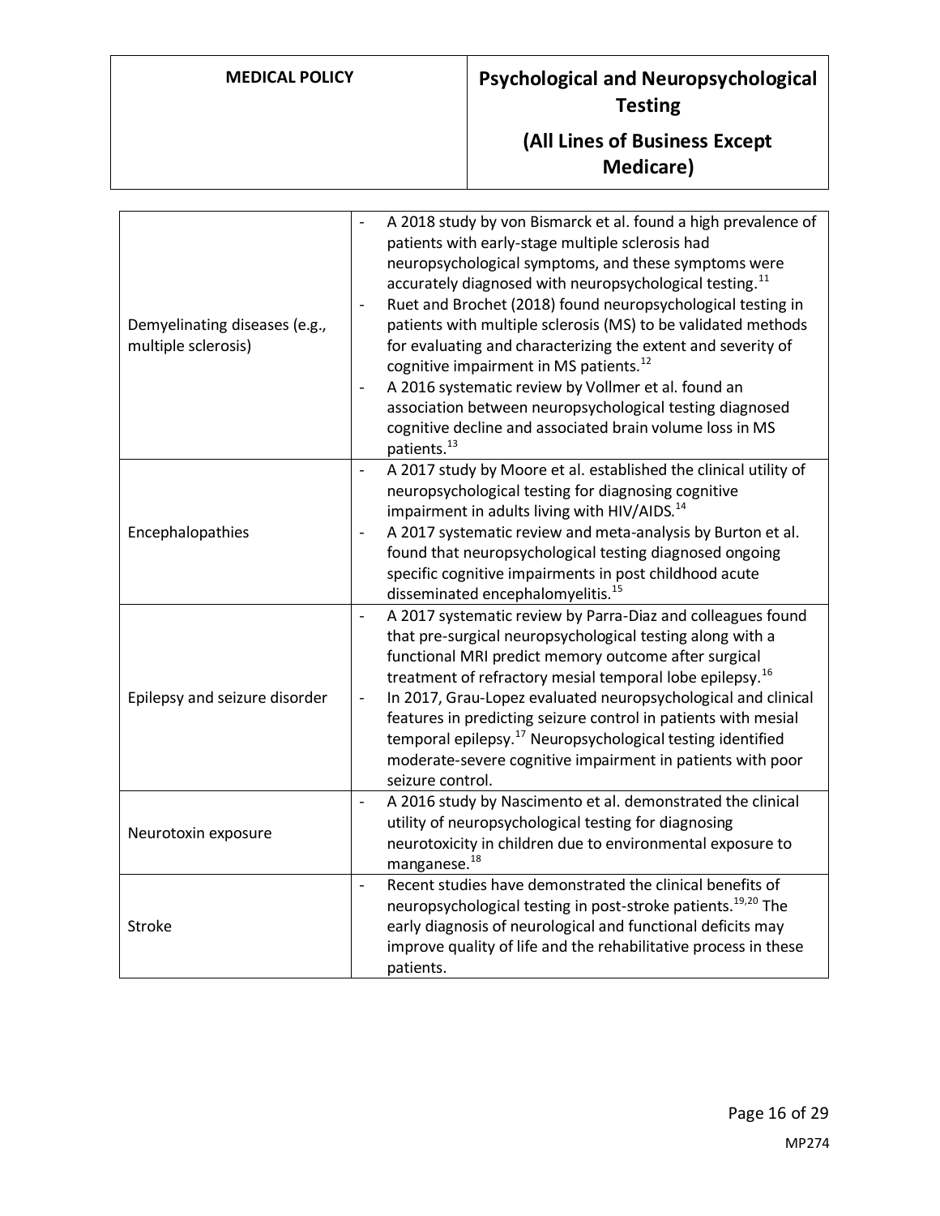| | |
|---|---|
| Demyelinating diseases (e.g., multiple sclerosis) | - A 2018 study by von Bismarck et al. found a high prevalence of patients with early-stage multiple sclerosis had neuropsychological symptoms, and these symptoms were accurately diagnosed with neuropsychological testing.[11]<br>- Ruet and Brochet (2018) found neuropsychological testing in patients with multiple sclerosis (MS) to be validated methods for evaluating and characterizing the extent and severity of cognitive impairment in MS patients.[12]<br>- A 2016 systematic review by Vollmer et al. found an association between neuropsychological testing diagnosed cognitive decline and associated brain volume loss in MS patients.[13] |
| Encephalopathies | - A 2017 study by Moore et al. established the clinical utility of neuropsychological testing for diagnosing cognitive impairment in adults living with HIV/AIDS.[14]<br>- A 2017 systematic review and meta-analysis by Burton et al. found that neuropsychological testing diagnosed ongoing specific cognitive impairments in post childhood acute disseminated encephalomyelitis.[15] |
| Epilepsy and seizure disorder | - A 2017 systematic review by Parra-Diaz and colleagues found that pre-surgical neuropsychological testing along with a functional MRI predict memory outcome after surgical treatment of refractory mesial temporal lobe epilepsy.[16]<br>- In 2017, Grau-Lopez evaluated neuropsychological and clinical features in predicting seizure control in patients with mesial temporal epilepsy.[17] Neuropsychological testing identified moderate-severe cognitive impairment in patients with poor seizure control. |
| Neurotoxin exposure | - A 2016 study by Nascimento et al. demonstrated the clinical utility of neuropsychological testing for diagnosing neurotoxicity in children due to environmental exposure to manganese.[18] |
| Stroke | - Recent studies have demonstrated the clinical benefits of neuropsychological testing in post-stroke patients.[19,20] The early diagnosis of neurological and functional deficits may improve quality of life and the rehabilitative process in these patients. |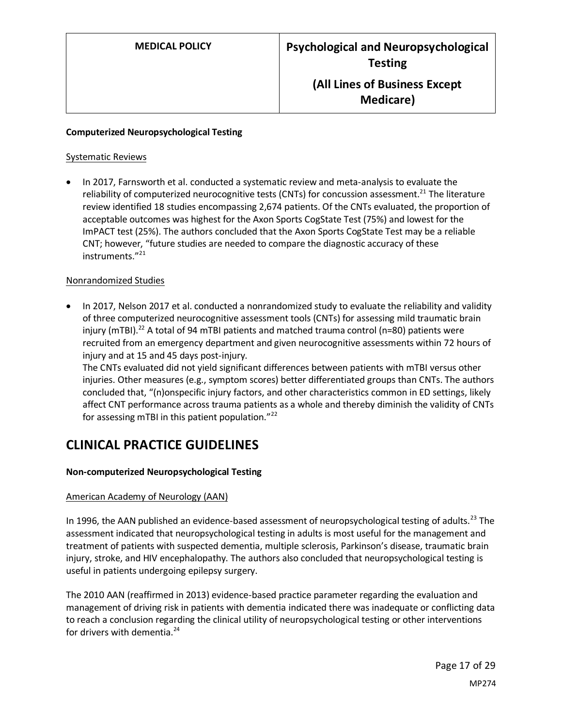**Computerized Neuropsychological Testing**

Systematic Reviews

- In 2017, Farnsworth et al. conducted a systematic review and meta-analysis to evaluate the reliability of computerized neurocognitive tests (CNTs) for concussion assessment.[21] The literature review identified 18 studies encompassing 2,674 patients. Of the CNTs evaluated, the proportion of acceptable outcomes was highest for the Axon Sports CogState Test (75%) and lowest for the ImPACT test (25%). The authors concluded that the Axon Sports CogState Test may be a reliable CNT; however, "future studies are needed to compare the diagnostic accuracy of these instruments."[21]

Nonrandomized Studies

- In 2017, Nelson 2017 et al. conducted a nonrandomized study to evaluate the reliability and validity of three computerized neurocognitive assessment tools (CNTs) for assessing mild traumatic brain injury (mTBI).[22] A total of 94 mTBI patients and matched trauma control (n=80) patients were recruited from an emergency department and given neurocognitive assessments within 72 hours of injury and at 15 and 45 days post-injury.
  The CNTs evaluated did not yield significant differences between patients with mTBI versus other injuries. Other measures (e.g., symptom scores) better differentiated groups than CNTs. The authors concluded that, "(n)onspecific injury factors, and other characteristics common in ED settings, likely affect CNT performance across trauma patients as a whole and thereby diminish the validity of CNTs for assessing mTBI in this patient population."[22]

# CLINICAL PRACTICE GUIDELINES

**Non-computerized Neuropsychological Testing**

American Academy of Neurology (AAN)

In 1996, the AAN published an evidence-based assessment of neuropsychological testing of adults.[23] The assessment indicated that neuropsychological testing in adults is most useful for the management and treatment of patients with suspected dementia, multiple sclerosis, Parkinson's disease, traumatic brain injury, stroke, and HIV encephalopathy. The authors also concluded that neuropsychological testing is useful in patients undergoing epilepsy surgery.

The 2010 AAN (reaffirmed in 2013) evidence-based practice parameter regarding the evaluation and management of driving risk in patients with dementia indicated there was inadequate or conflicting data to reach a conclusion regarding the clinical utility of neuropsychological testing or other interventions for drivers with dementia.[24]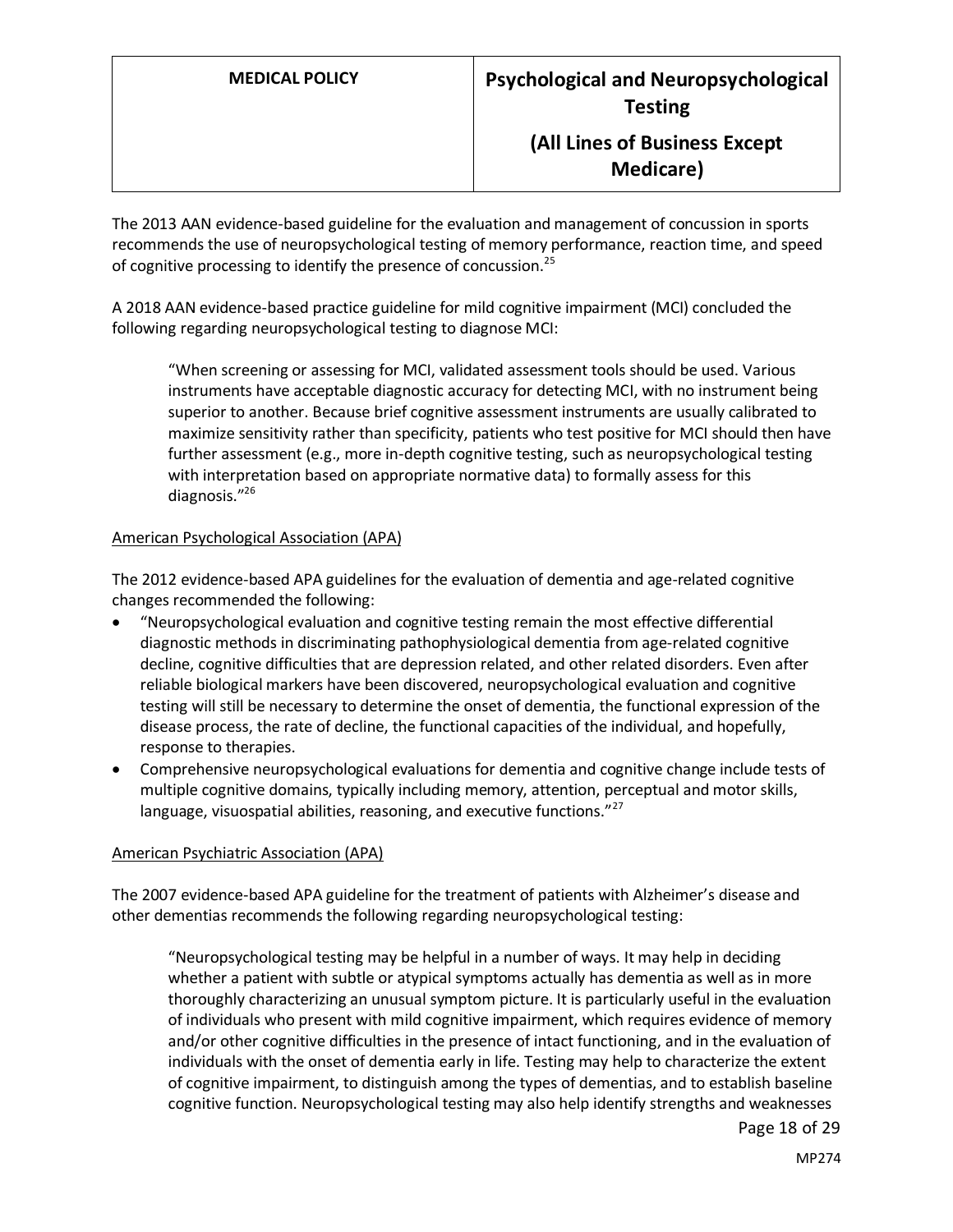The 2013 AAN evidence-based guideline for the evaluation and management of concussion in sports recommends the use of neuropsychological testing of memory performance, reaction time, and speed of cognitive processing to identify the presence of concussion.[25]

A 2018 AAN evidence-based practice guideline for mild cognitive impairment (MCI) concluded the following regarding neuropsychological testing to diagnose MCI:

> "When screening or assessing for MCI, validated assessment tools should be used. Various instruments have acceptable diagnostic accuracy for detecting MCI, with no instrument being superior to another. Because brief cognitive assessment instruments are usually calibrated to maximize sensitivity rather than specificity, patients who test positive for MCI should then have further assessment (e.g., more in-depth cognitive testing, such as neuropsychological testing with interpretation based on appropriate normative data) to formally assess for this diagnosis."[26]

<u>American Psychological Association (APA)</u>

The 2012 evidence-based APA guidelines for the evaluation of dementia and age-related cognitive changes recommended the following:

- "Neuropsychological evaluation and cognitive testing remain the most effective differential diagnostic methods in discriminating pathophysiological dementia from age-related cognitive decline, cognitive difficulties that are depression related, and other related disorders. Even after reliable biological markers have been discovered, neuropsychological evaluation and cognitive testing will still be necessary to determine the onset of dementia, the functional expression of the disease process, the rate of decline, the functional capacities of the individual, and hopefully, response to therapies.
- Comprehensive neuropsychological evaluations for dementia and cognitive change include tests of multiple cognitive domains, typically including memory, attention, perceptual and motor skills, language, visuospatial abilities, reasoning, and executive functions."[27]

<u>American Psychiatric Association (APA)</u>

The 2007 evidence-based APA guideline for the treatment of patients with Alzheimer's disease and other dementias recommends the following regarding neuropsychological testing:

> "Neuropsychological testing may be helpful in a number of ways. It may help in deciding whether a patient with subtle or atypical symptoms actually has dementia as well as in more thoroughly characterizing an unusual symptom picture. It is particularly useful in the evaluation of individuals who present with mild cognitive impairment, which requires evidence of memory and/or other cognitive difficulties in the presence of intact functioning, and in the evaluation of individuals with the onset of dementia early in life. Testing may help to characterize the extent of cognitive impairment, to distinguish among the types of dementias, and to establish baseline cognitive function. Neuropsychological testing may also help identify strengths and weaknesses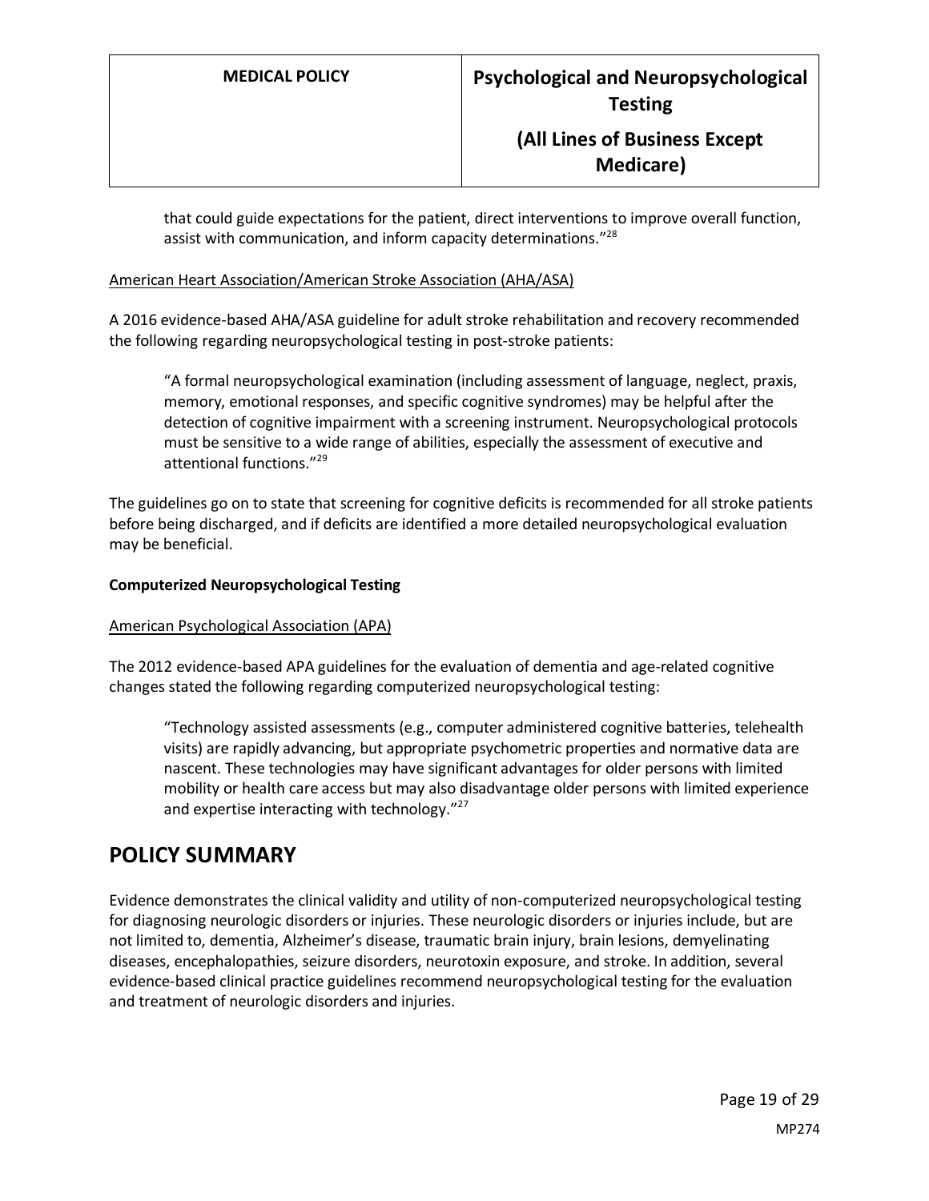> that could guide expectations for the patient, direct interventions to improve overall function, assist with communication, and inform capacity determinations."[28]

American Heart Association/American Stroke Association (AHA/ASA)

A 2016 evidence-based AHA/ASA guideline for adult stroke rehabilitation and recovery recommended the following regarding neuropsychological testing in post-stroke patients:

> "A formal neuropsychological examination (including assessment of language, neglect, praxis, memory, emotional responses, and specific cognitive syndromes) may be helpful after the detection of cognitive impairment with a screening instrument. Neuropsychological protocols must be sensitive to a wide range of abilities, especially the assessment of executive and attentional functions."[29]

The guidelines go on to state that screening for cognitive deficits is recommended for all stroke patients before being discharged, and if deficits are identified a more detailed neuropsychological evaluation may be beneficial.

**Computerized Neuropsychological Testing**

American Psychological Association (APA)

The 2012 evidence-based APA guidelines for the evaluation of dementia and age-related cognitive changes stated the following regarding computerized neuropsychological testing:

> "Technology assisted assessments (e.g., computer administered cognitive batteries, telehealth visits) are rapidly advancing, but appropriate psychometric properties and normative data are nascent. These technologies may have significant advantages for older persons with limited mobility or health care access but may also disadvantage older persons with limited experience and expertise interacting with technology."[27]

# POLICY SUMMARY

Evidence demonstrates the clinical validity and utility of non-computerized neuropsychological testing for diagnosing neurologic disorders or injuries. These neurologic disorders or injuries include, but are not limited to, dementia, Alzheimer's disease, traumatic brain injury, brain lesions, demyelinating diseases, encephalopathies, seizure disorders, neurotoxin exposure, and stroke. In addition, several evidence-based clinical practice guidelines recommend neuropsychological testing for the evaluation and treatment of neurologic disorders and injuries.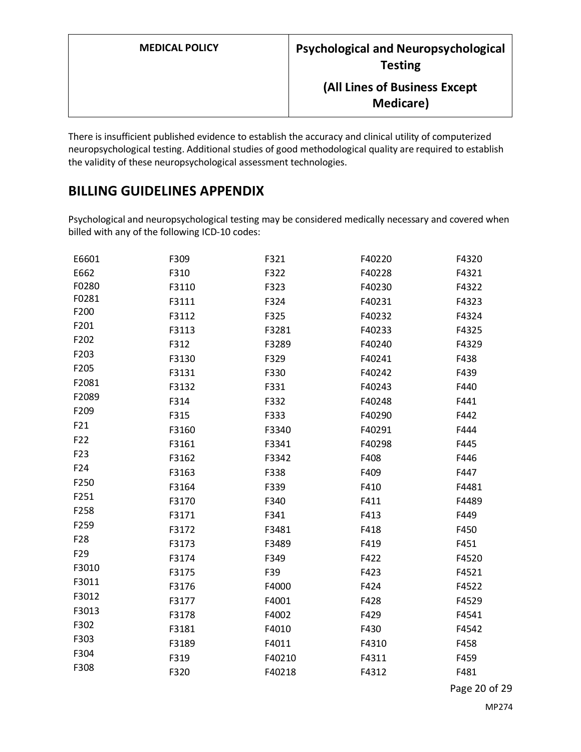There is insufficient published evidence to establish the accuracy and clinical utility of computerized neuropsychological testing. Additional studies of good methodological quality are required to establish the validity of these neuropsychological assessment technologies.

## BILLING GUIDELINES APPENDIX

Psychological and neuropsychological testing may be considered medically necessary and covered when billed with any of the following ICD-10 codes:

| | | | | |
|---|---|---|---|---|
| E6601 | F309 | F321 | F40220 | F4320 |
| E662 | F310 | F322 | F40228 | F4321 |
| F0280 | F3110 | F323 | F40230 | F4322 |
| F0281 | F3111 | F324 | F40231 | F4323 |
| F200 | F3112 | F325 | F40232 | F4324 |
| F201 | F3113 | F3281 | F40233 | F4325 |
| F202 | F312 | F3289 | F40240 | F4329 |
| F203 | F3130 | F329 | F40241 | F438 |
| F205 | F3131 | F330 | F40242 | F439 |
| F2081 | F3132 | F331 | F40243 | F440 |
| F2089 | F314 | F332 | F40248 | F441 |
| F209 | F315 | F333 | F40290 | F442 |
| F21 | F3160 | F3340 | F40291 | F444 |
| F22 | F3161 | F3341 | F40298 | F445 |
| F23 | F3162 | F3342 | F408 | F446 |
| F24 | F3163 | F338 | F409 | F447 |
| F250 | F3164 | F339 | F410 | F4481 |
| F251 | F3170 | F340 | F411 | F4489 |
| F258 | F3171 | F341 | F413 | F449 |
| F259 | F3172 | F3481 | F418 | F450 |
| F28 | F3173 | F3489 | F419 | F451 |
| F29 | F3174 | F349 | F422 | F4520 |
| F3010 | F3175 | F39 | F423 | F4521 |
| F3011 | F3176 | F4000 | F424 | F4522 |
| F3012 | F3177 | F4001 | F428 | F4529 |
| F3013 | F3178 | F4002 | F429 | F4541 |
| F302 | F3181 | F4010 | F430 | F4542 |
| F303 | F3189 | F4011 | F4310 | F458 |
| F304 | F319 | F40210 | F4311 | F459 |
| F308 | F320 | F40218 | F4312 | F481 |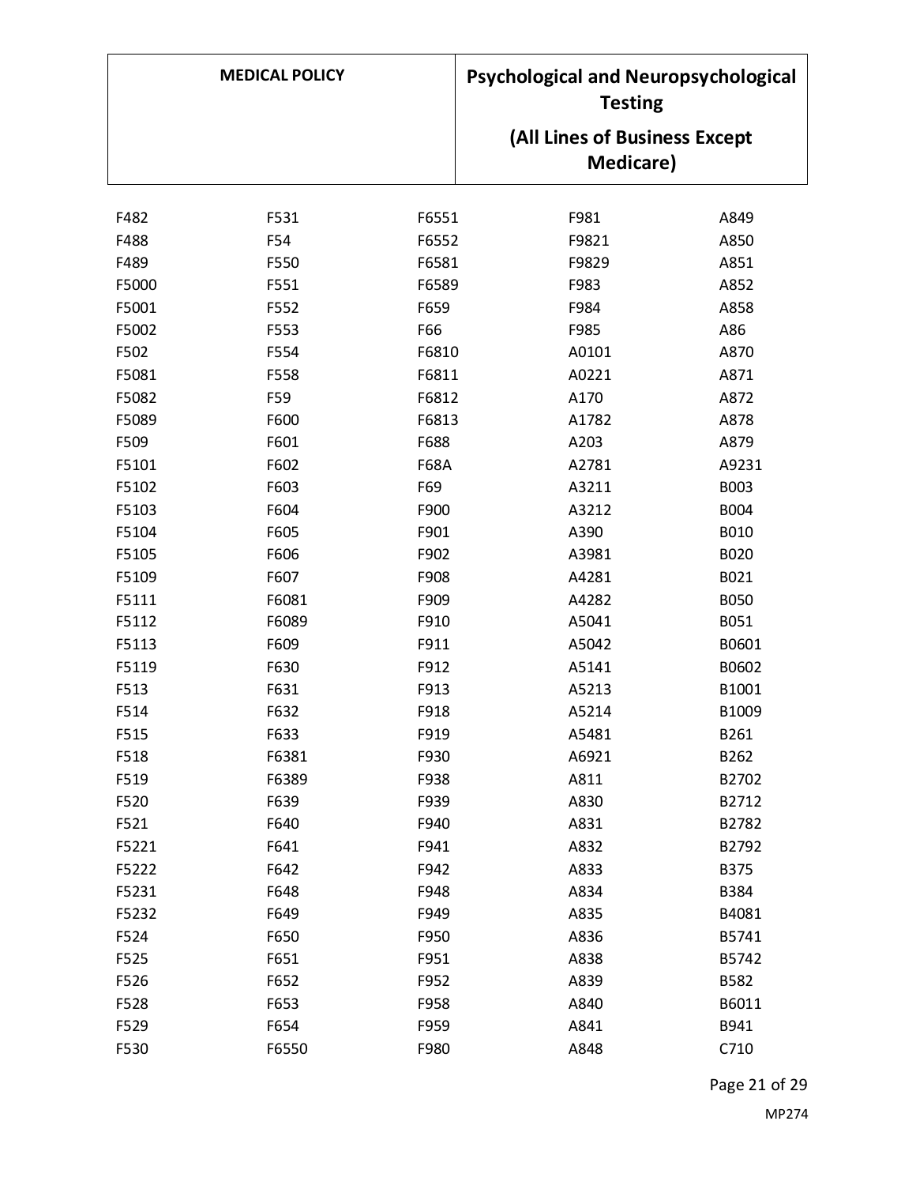| | | | | |
|---|---|---|---|---|
| F482 | F531 | F6551 | F981 | A849 |
| F488 | F54 | F6552 | F9821 | A850 |
| F489 | F550 | F6581 | F9829 | A851 |
| F5000 | F551 | F6589 | F983 | A852 |
| F5001 | F552 | F659 | F984 | A858 |
| F5002 | F553 | F66 | F985 | A86 |
| F502 | F554 | F6810 | A0101 | A870 |
| F5081 | F558 | F6811 | A0221 | A871 |
| F5082 | F59 | F6812 | A170 | A872 |
| F5089 | F600 | F6813 | A1782 | A878 |
| F509 | F601 | F688 | A203 | A879 |
| F5101 | F602 | F68A | A2781 | A9231 |
| F5102 | F603 | F69 | A3211 | B003 |
| F5103 | F604 | F900 | A3212 | B004 |
| F5104 | F605 | F901 | A390 | B010 |
| F5105 | F606 | F902 | A3981 | B020 |
| F5109 | F607 | F908 | A4281 | B021 |
| F5111 | F6081 | F909 | A4282 | B050 |
| F5112 | F6089 | F910 | A5041 | B051 |
| F5113 | F609 | F911 | A5042 | B0601 |
| F5119 | F630 | F912 | A5141 | B0602 |
| F513 | F631 | F913 | A5213 | B1001 |
| F514 | F632 | F918 | A5214 | B1009 |
| F515 | F633 | F919 | A5481 | B261 |
| F518 | F6381 | F930 | A6921 | B262 |
| F519 | F6389 | F938 | A811 | B2702 |
| F520 | F639 | F939 | A830 | B2712 |
| F521 | F640 | F940 | A831 | B2782 |
| F5221 | F641 | F941 | A832 | B2792 |
| F5222 | F642 | F942 | A833 | B375 |
| F5231 | F648 | F948 | A834 | B384 |
| F5232 | F649 | F949 | A835 | B4081 |
| F524 | F650 | F950 | A836 | B5741 |
| F525 | F651 | F951 | A838 | B5742 |
| F526 | F652 | F952 | A839 | B582 |
| F528 | F653 | F958 | A840 | B6011 |
| F529 | F654 | F959 | A841 | B941 |
| F530 | F6550 | F980 | A848 | C710 |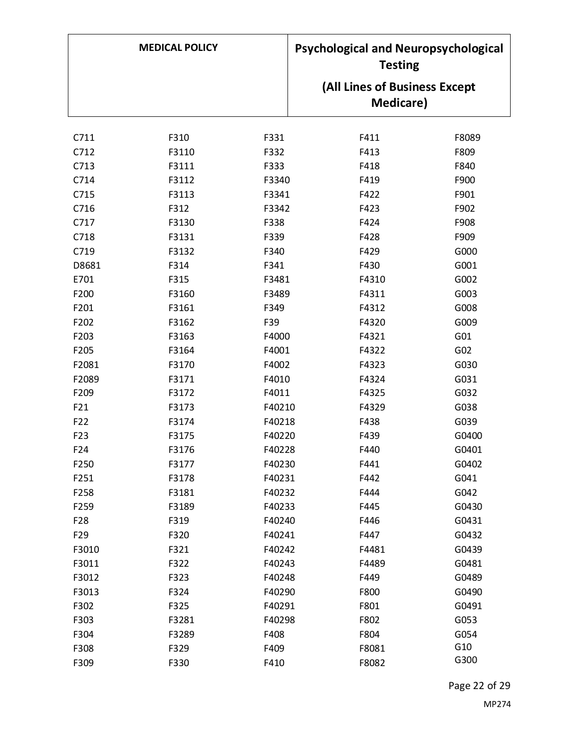| | | | | |
|---|---|---|---|---|
| C711 | F310 | F331 | F411 | F8089 |
| C712 | F3110 | F332 | F413 | F809 |
| C713 | F3111 | F333 | F418 | F840 |
| C714 | F3112 | F3340 | F419 | F900 |
| C715 | F3113 | F3341 | F422 | F901 |
| C716 | F312 | F3342 | F423 | F902 |
| C717 | F3130 | F338 | F424 | F908 |
| C718 | F3131 | F339 | F428 | F909 |
| C719 | F3132 | F340 | F429 | G000 |
| D8681 | F314 | F341 | F430 | G001 |
| E701 | F315 | F3481 | F4310 | G002 |
| F200 | F3160 | F3489 | F4311 | G003 |
| F201 | F3161 | F349 | F4312 | G008 |
| F202 | F3162 | F39 | F4320 | G009 |
| F203 | F3163 | F4000 | F4321 | G01 |
| F205 | F3164 | F4001 | F4322 | G02 |
| F2081 | F3170 | F4002 | F4323 | G030 |
| F2089 | F3171 | F4010 | F4324 | G031 |
| F209 | F3172 | F4011 | F4325 | G032 |
| F21 | F3173 | F40210 | F4329 | G038 |
| F22 | F3174 | F40218 | F438 | G039 |
| F23 | F3175 | F40220 | F439 | G0400 |
| F24 | F3176 | F40228 | F440 | G0401 |
| F250 | F3177 | F40230 | F441 | G0402 |
| F251 | F3178 | F40231 | F442 | G041 |
| F258 | F3181 | F40232 | F444 | G042 |
| F259 | F3189 | F40233 | F445 | G0430 |
| F28 | F319 | F40240 | F446 | G0431 |
| F29 | F320 | F40241 | F447 | G0432 |
| F3010 | F321 | F40242 | F4481 | G0439 |
| F3011 | F322 | F40243 | F4489 | G0481 |
| F3012 | F323 | F40248 | F449 | G0489 |
| F3013 | F324 | F40290 | F800 | G0490 |
| F302 | F325 | F40291 | F801 | G0491 |
| F303 | F3281 | F40298 | F802 | G053 |
| F304 | F3289 | F408 | F804 | G054 |
| F308 | F329 | F409 | F8081 | G10 |
| F309 | F330 | F410 | F8082 | G300 |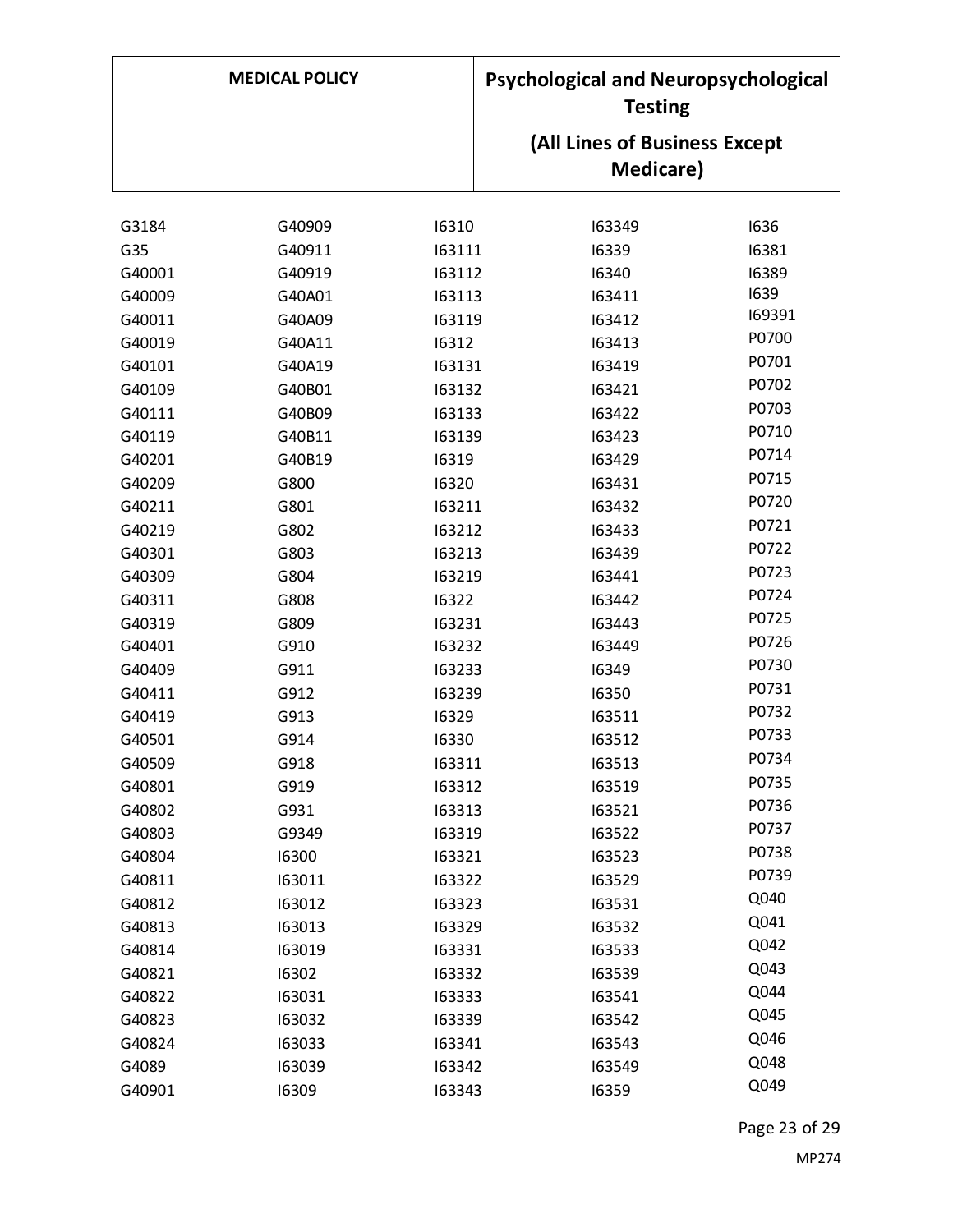| | | | | |
|---|---|---|---|---|
| G3184 | G40909 | I6310 | I63349 | I636 |
| G35 | G40911 | I63111 | I6339 | I6381 |
| G40001 | G40919 | I63112 | I6340 | I6389 |
| G40009 | G40A01 | I63113 | I63411 | I639 |
| G40011 | G40A09 | I63119 | I63412 | I69391 |
| G40019 | G40A11 | I6312 | I63413 | P0700 |
| G40101 | G40A19 | I63131 | I63419 | P0701 |
| G40109 | G40B01 | I63132 | I63421 | P0702 |
| G40111 | G40B09 | I63133 | I63422 | P0703 |
| G40119 | G40B11 | I63139 | I63423 | P0710 |
| G40201 | G40B19 | I6319 | I63429 | P0714 |
| G40209 | G800 | I6320 | I63431 | P0715 |
| G40211 | G801 | I63211 | I63432 | P0720 |
| G40219 | G802 | I63212 | I63433 | P0721 |
| G40301 | G803 | I63213 | I63439 | P0722 |
| G40309 | G804 | I63219 | I63441 | P0723 |
| G40311 | G808 | I6322 | I63442 | P0724 |
| G40319 | G809 | I63231 | I63443 | P0725 |
| G40401 | G910 | I63232 | I63449 | P0726 |
| G40409 | G911 | I63233 | I6349 | P0730 |
| G40411 | G912 | I63239 | I6350 | P0731 |
| G40419 | G913 | I6329 | I63511 | P0732 |
| G40501 | G914 | I6330 | I63512 | P0733 |
| G40509 | G918 | I63311 | I63513 | P0734 |
| G40801 | G919 | I63312 | I63519 | P0735 |
| G40802 | G931 | I63313 | I63521 | P0736 |
| G40803 | G9349 | I63319 | I63522 | P0737 |
| G40804 | I6300 | I63321 | I63523 | P0738 |
| G40811 | I63011 | I63322 | I63529 | P0739 |
| G40812 | I63012 | I63323 | I63531 | Q040 |
| G40813 | I63013 | I63329 | I63532 | Q041 |
| G40814 | I63019 | I63331 | I63533 | Q042 |
| G40821 | I6302 | I63332 | I63539 | Q043 |
| G40822 | I63031 | I63333 | I63541 | Q044 |
| G40823 | I63032 | I63339 | I63542 | Q045 |
| G40824 | I63033 | I63341 | I63543 | Q046 |
| G4089 | I63039 | I63342 | I63549 | Q048 |
| G40901 | I6309 | I63343 | I6359 | Q049 |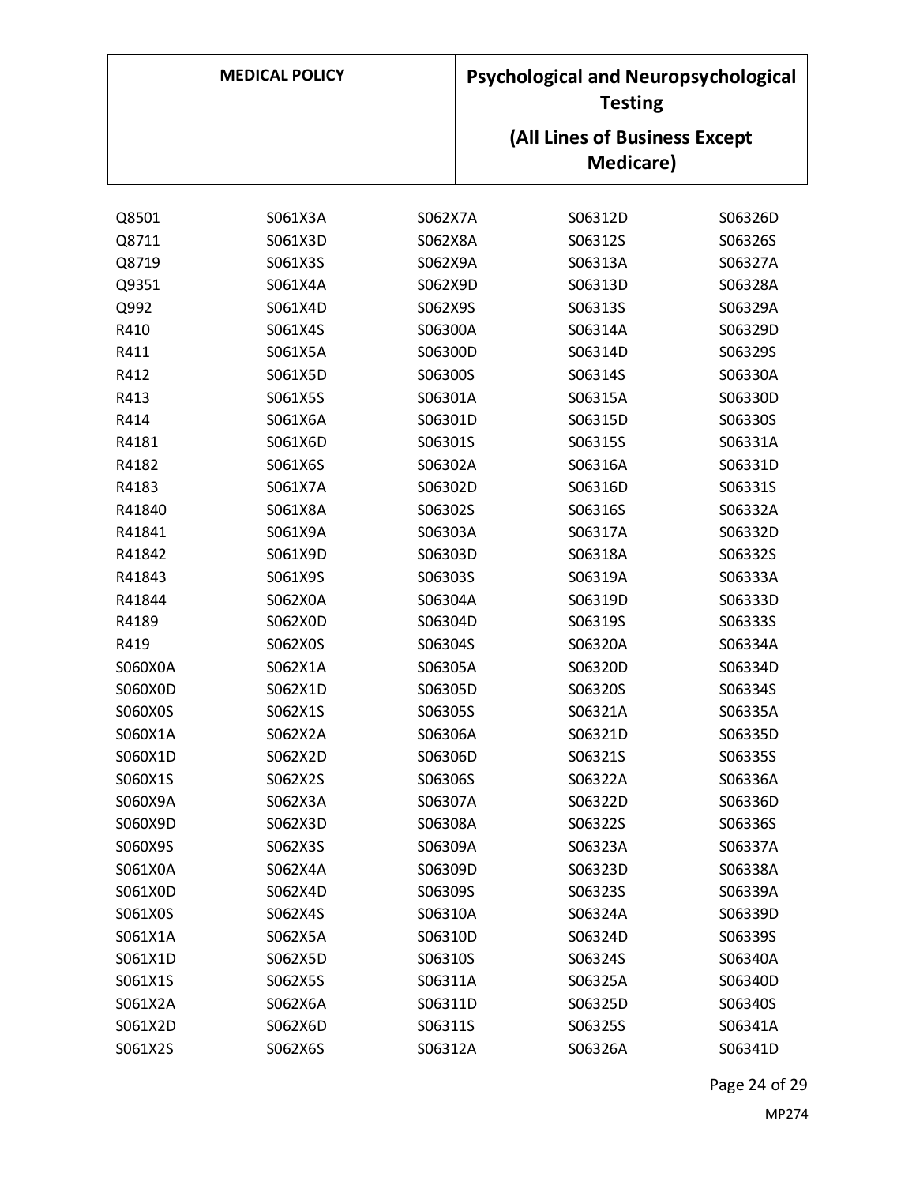| | | | | |
|---|---|---|---|---|
| Q8501 | S061X3A | S062X7A | S06312D | S06326D |
| Q8711 | S061X3D | S062X8A | S06312S | S06326S |
| Q8719 | S061X3S | S062X9A | S06313A | S06327A |
| Q9351 | S061X4A | S062X9D | S06313D | S06328A |
| Q992 | S061X4D | S062X9S | S06313S | S06329A |
| R410 | S061X4S | S06300A | S06314A | S06329D |
| R411 | S061X5A | S06300D | S06314D | S06329S |
| R412 | S061X5D | S06300S | S06314S | S06330A |
| R413 | S061X5S | S06301A | S06315A | S06330D |
| R414 | S061X6A | S06301D | S06315D | S06330S |
| R4181 | S061X6D | S06301S | S06315S | S06331A |
| R4182 | S061X6S | S06302A | S06316A | S06331D |
| R4183 | S061X7A | S06302D | S06316D | S06331S |
| R41840 | S061X8A | S06302S | S06316S | S06332A |
| R41841 | S061X9A | S06303A | S06317A | S06332D |
| R41842 | S061X9D | S06303D | S06318A | S06332S |
| R41843 | S061X9S | S06303S | S06319A | S06333A |
| R41844 | S062X0A | S06304A | S06319D | S06333D |
| R4189 | S062X0D | S06304D | S06319S | S06333S |
| R419 | S062X0S | S06304S | S06320A | S06334A |
| S060X0A | S062X1A | S06305A | S06320D | S06334D |
| S060X0D | S062X1D | S06305D | S06320S | S06334S |
| S060X0S | S062X1S | S06305S | S06321A | S06335A |
| S060X1A | S062X2A | S06306A | S06321D | S06335D |
| S060X1D | S062X2D | S06306D | S06321S | S06335S |
| S060X1S | S062X2S | S06306S | S06322A | S06336A |
| S060X9A | S062X3A | S06307A | S06322D | S06336D |
| S060X9D | S062X3D | S06308A | S06322S | S06336S |
| S060X9S | S062X3S | S06309A | S06323A | S06337A |
| S061X0A | S062X4A | S06309D | S06323D | S06338A |
| S061X0D | S062X4D | S06309S | S06323S | S06339A |
| S061X0S | S062X4S | S06310A | S06324A | S06339D |
| S061X1A | S062X5A | S06310D | S06324D | S06339S |
| S061X1D | S062X5D | S06310S | S06324S | S06340A |
| S061X1S | S062X5S | S06311A | S06325A | S06340D |
| S061X2A | S062X6A | S06311D | S06325D | S06340S |
| S061X2D | S062X6D | S06311S | S06325S | S06341A |
| S061X2S | S062X6S | S06312A | S06326A | S06341D |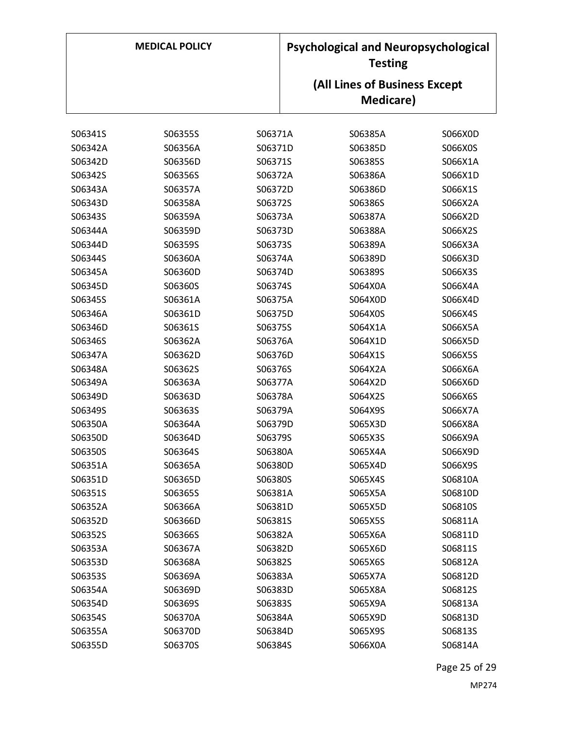S06341S
S06342A
S06342D
S06342S
S06343A
S06343D
S06343S
S06344A
S06344D
S06344S
S06345A
S06345D
S06345S
S06346A
S06346D
S06346S
S06347A
S06348A
S06349A
S06349D
S06349S
S06350A
S06350D
S06350S
S06351A
S06351D
S06351S
S06352A
S06352D
S06352S
S06353A
S06353D
S06353S
S06354A
S06354D
S06354S
S06355A
S06355D
S06355S
S06356A
S06356D
S06356S
S06357A
S06358A
S06359A
S06359D
S06359S
S06360A
S06360D
S06360S
S06361A
S06361D
S06361S
S06362A
S06362D
S06362S
S06363A
S06363D
S06363S
S06364A
S06364D
S06364S
S06365A
S06365D
S06365S
S06366A
S06366D
S06366S
S06367A
S06368A
S06369A
S06369D
S06369S
S06370A
S06370D
S06370S
S06371A
S06371D
S06371S
S06372A
S06372D
S06372S
S06373A
S06373D
S06373S
S06374A
S06374D
S06374S
S06375A
S06375D
S06375S
S06376A
S06376D
S06376S
S06377A
S06378A
S06379A
S06379D
S06379S
S06380A
S06380D
S06380S
S06381A
S06381D
S06381S
S06382A
S06382D
S06382S
S06383A
S06383D
S06383S
S06384A
S06384D
S06384S
S06385A
S06385D
S06385S
S06386A
S06386D
S06386S
S06387A
S06388A
S06389A
S06389D
S06389S
S064X0A
S064X0D
S064X0S
S064X1A
S064X1D
S064X1S
S064X2A
S064X2D
S064X2S
S064X9S
S065X3D
S065X3S
S065X4A
S065X4D
S065X4S
S065X5A
S065X5D
S065X5S
S065X6A
S065X6D
S065X6S
S065X7A
S065X8A
S065X9A
S065X9D
S065X9S
S066X0A
S066X0D
S066X0S
S066X1A
S066X1D
S066X1S
S066X2A
S066X2D
S066X2S
S066X3A
S066X3D
S066X3S
S066X4A
S066X4D
S066X4S
S066X5A
S066X5D
S066X5S
S066X6A
S066X6D
S066X6S
S066X7A
S066X8A
S066X9A
S066X9D
S066X9S
S06810A
S06810D
S06810S
S06811A
S06811D
S06811S
S06812A
S06812D
S06812S
S06813A
S06813D
S06813S
S06814A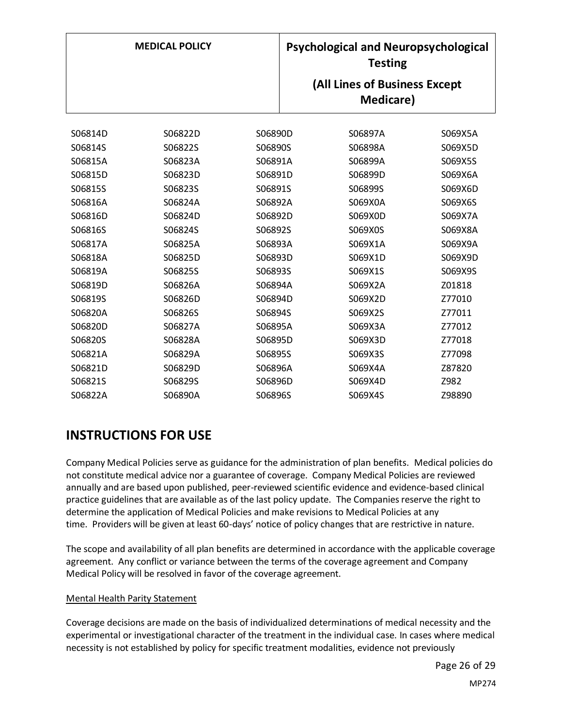| | | | | |
|---|---|---|---|---|
| S06814D | S06822D | S06890D | S06897A | S069X5A |
| S06814S | S06822S | S06890S | S06898A | S069X5D |
| S06815A | S06823A | S06891A | S06899A | S069X5S |
| S06815D | S06823D | S06891D | S06899D | S069X6A |
| S06815S | S06823S | S06891S | S06899S | S069X6D |
| S06816A | S06824A | S06892A | S069X0A | S069X6S |
| S06816D | S06824D | S06892D | S069X0D | S069X7A |
| S06816S | S06824S | S06892S | S069X0S | S069X8A |
| S06817A | S06825A | S06893A | S069X1A | S069X9A |
| S06818A | S06825D | S06893D | S069X1D | S069X9D |
| S06819A | S06825S | S06893S | S069X1S | S069X9S |
| S06819D | S06826A | S06894A | S069X2A | Z01818 |
| S06819S | S06826D | S06894D | S069X2D | Z77010 |
| S06820A | S06826S | S06894S | S069X2S | Z77011 |
| S06820D | S06827A | S06895A | S069X3A | Z77012 |
| S06820S | S06828A | S06895D | S069X3D | Z77018 |
| S06821A | S06829A | S06895S | S069X3S | Z77098 |
| S06821D | S06829D | S06896A | S069X4A | Z87820 |
| S06821S | S06829S | S06896D | S069X4D | Z982 |
| S06822A | S06890A | S06896S | S069X4S | Z98890 |

## INSTRUCTIONS FOR USE

Company Medical Policies serve as guidance for the administration of plan benefits. Medical policies do not constitute medical advice nor a guarantee of coverage. Company Medical Policies are reviewed annually and are based upon published, peer-reviewed scientific evidence and evidence-based clinical practice guidelines that are available as of the last policy update. The Companies reserve the right to determine the application of Medical Policies and make revisions to Medical Policies at any time. Providers will be given at least 60-days' notice of policy changes that are restrictive in nature.

The scope and availability of all plan benefits are determined in accordance with the applicable coverage agreement. Any conflict or variance between the terms of the coverage agreement and Company Medical Policy will be resolved in favor of the coverage agreement.

Mental Health Parity Statement

Coverage decisions are made on the basis of individualized determinations of medical necessity and the experimental or investigational character of the treatment in the individual case. In cases where medical necessity is not established by policy for specific treatment modalities, evidence not previously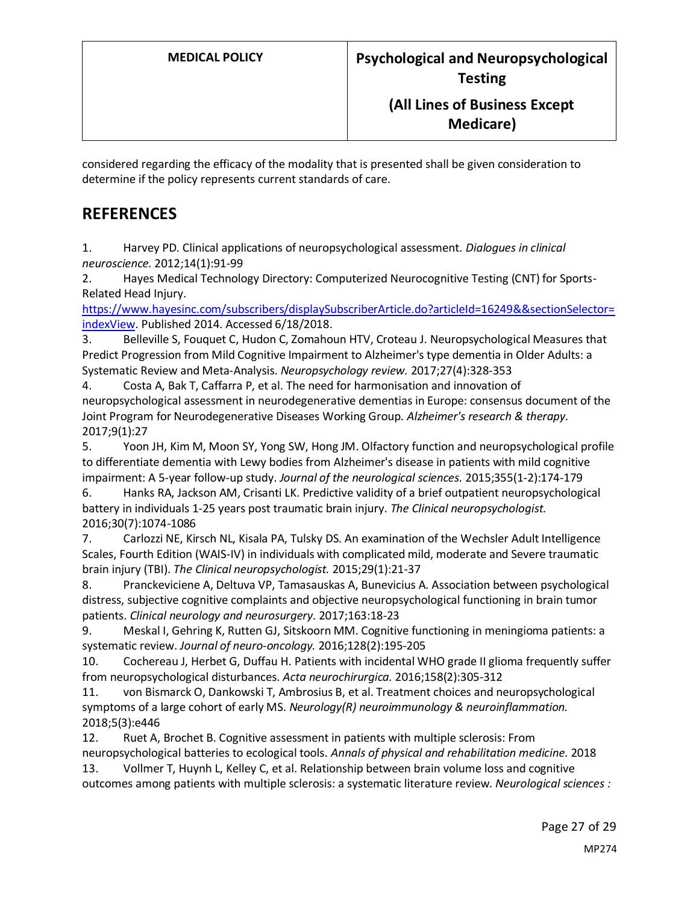considered regarding the efficacy of the modality that is presented shall be given consideration to determine if the policy represents current standards of care.

## REFERENCES

1. Harvey PD. Clinical applications of neuropsychological assessment. *Dialogues in clinical neuroscience.* 2012;14(1):91-99
2. Hayes Medical Technology Directory: Computerized Neurocognitive Testing (CNT) for Sports-Related Head Injury. https://www.hayesinc.com/subscribers/displaySubscriberArticle.do?articleId=16249&&sectionSelector=indexView. Published 2014. Accessed 6/18/2018.
3. Belleville S, Fouquet C, Hudon C, Zomahoun HTV, Croteau J. Neuropsychological Measures that Predict Progression from Mild Cognitive Impairment to Alzheimer's type dementia in Older Adults: a Systematic Review and Meta-Analysis. *Neuropsychology review.* 2017;27(4):328-353
4. Costa A, Bak T, Caffarra P, et al. The need for harmonisation and innovation of neuropsychological assessment in neurodegenerative dementias in Europe: consensus document of the Joint Program for Neurodegenerative Diseases Working Group. *Alzheimer's research & therapy.* 2017;9(1):27
5. Yoon JH, Kim M, Moon SY, Yong SW, Hong JM. Olfactory function and neuropsychological profile to differentiate dementia with Lewy bodies from Alzheimer's disease in patients with mild cognitive impairment: A 5-year follow-up study. *Journal of the neurological sciences.* 2015;355(1-2):174-179
6. Hanks RA, Jackson AM, Crisanti LK. Predictive validity of a brief outpatient neuropsychological battery in individuals 1-25 years post traumatic brain injury. *The Clinical neuropsychologist.* 2016;30(7):1074-1086
7. Carlozzi NE, Kirsch NL, Kisala PA, Tulsky DS. An examination of the Wechsler Adult Intelligence Scales, Fourth Edition (WAIS-IV) in individuals with complicated mild, moderate and Severe traumatic brain injury (TBI). *The Clinical neuropsychologist.* 2015;29(1):21-37
8. Pranckeviciene A, Deltuva VP, Tamasauskas A, Bunevicius A. Association between psychological distress, subjective cognitive complaints and objective neuropsychological functioning in brain tumor patients. *Clinical neurology and neurosurgery.* 2017;163:18-23
9. Meskal I, Gehring K, Rutten GJ, Sitskoorn MM. Cognitive functioning in meningioma patients: a systematic review. *Journal of neuro-oncology.* 2016;128(2):195-205
10. Cochereau J, Herbet G, Duffau H. Patients with incidental WHO grade II glioma frequently suffer from neuropsychological disturbances. *Acta neurochirurgica.* 2016;158(2):305-312
11. von Bismarck O, Dankowski T, Ambrosius B, et al. Treatment choices and neuropsychological symptoms of a large cohort of early MS. *Neurology(R) neuroimmunology & neuroinflammation.* 2018;5(3):e446
12. Ruet A, Brochet B. Cognitive assessment in patients with multiple sclerosis: From neuropsychological batteries to ecological tools. *Annals of physical and rehabilitation medicine.* 2018
13. Vollmer T, Huynh L, Kelley C, et al. Relationship between brain volume loss and cognitive outcomes among patients with multiple sclerosis: a systematic literature review. *Neurological sciences :*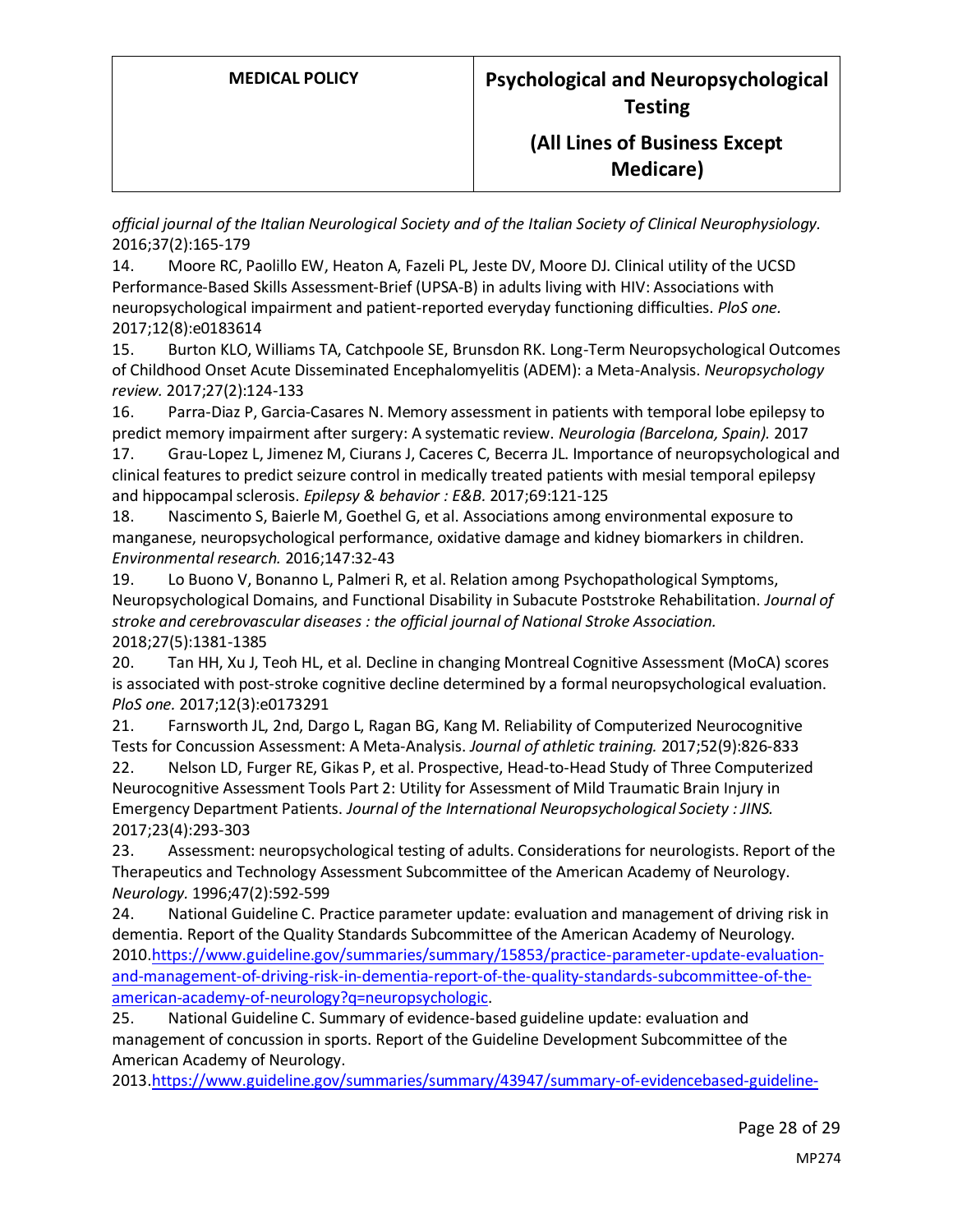*official journal of the Italian Neurological Society and of the Italian Society of Clinical Neurophysiology.* 2016;37(2):165-179

14. Moore RC, Paolillo EW, Heaton A, Fazeli PL, Jeste DV, Moore DJ. Clinical utility of the UCSD Performance-Based Skills Assessment-Brief (UPSA-B) in adults living with HIV: Associations with neuropsychological impairment and patient-reported everyday functioning difficulties. *PloS one.* 2017;12(8):e0183614
15. Burton KLO, Williams TA, Catchpoole SE, Brunsdon RK. Long-Term Neuropsychological Outcomes of Childhood Onset Acute Disseminated Encephalomyelitis (ADEM): a Meta-Analysis. *Neuropsychology review.* 2017;27(2):124-133
16. Parra-Diaz P, Garcia-Casares N. Memory assessment in patients with temporal lobe epilepsy to predict memory impairment after surgery: A systematic review. *Neurologia (Barcelona, Spain).* 2017
17. Grau-Lopez L, Jimenez M, Ciurans J, Caceres C, Becerra JL. Importance of neuropsychological and clinical features to predict seizure control in medically treated patients with mesial temporal epilepsy and hippocampal sclerosis. *Epilepsy & behavior : E&B.* 2017;69:121-125
18. Nascimento S, Baierle M, Goethel G, et al. Associations among environmental exposure to manganese, neuropsychological performance, oxidative damage and kidney biomarkers in children. *Environmental research.* 2016;147:32-43
19. Lo Buono V, Bonanno L, Palmeri R, et al. Relation among Psychopathological Symptoms, Neuropsychological Domains, and Functional Disability in Subacute Poststroke Rehabilitation. *Journal of stroke and cerebrovascular diseases : the official journal of National Stroke Association.* 2018;27(5):1381-1385
20. Tan HH, Xu J, Teoh HL, et al. Decline in changing Montreal Cognitive Assessment (MoCA) scores is associated with post-stroke cognitive decline determined by a formal neuropsychological evaluation. *PloS one.* 2017;12(3):e0173291
21. Farnsworth JL, 2nd, Dargo L, Ragan BG, Kang M. Reliability of Computerized Neurocognitive Tests for Concussion Assessment: A Meta-Analysis. *Journal of athletic training.* 2017;52(9):826-833
22. Nelson LD, Furger RE, Gikas P, et al. Prospective, Head-to-Head Study of Three Computerized Neurocognitive Assessment Tools Part 2: Utility for Assessment of Mild Traumatic Brain Injury in Emergency Department Patients. *Journal of the International Neuropsychological Society : JINS.* 2017;23(4):293-303
23. Assessment: neuropsychological testing of adults. Considerations for neurologists. Report of the Therapeutics and Technology Assessment Subcommittee of the American Academy of Neurology. *Neurology.* 1996;47(2):592-599
24. National Guideline C. Practice parameter update: evaluation and management of driving risk in dementia. Report of the Quality Standards Subcommittee of the American Academy of Neurology. 2010.[https://www.guideline.gov/summaries/summary/15853/practice-parameter-update-evaluation-and-management-of-driving-risk-in-dementia-report-of-the-quality-standards-subcommittee-of-the-american-academy-of-neurology?q=neuropsychologic](https://www.guideline.gov/summaries/summary/15853/practice-parameter-update-evaluation-and-management-of-driving-risk-in-dementia-report-of-the-quality-standards-subcommittee-of-the-american-academy-of-neurology?q=neuropsychologic).
25. National Guideline C. Summary of evidence-based guideline update: evaluation and management of concussion in sports. Report of the Guideline Development Subcommittee of the American Academy of Neurology. 2013.https://www.guideline.gov/summaries/summary/43947/summary-of-evidencebased-guideline-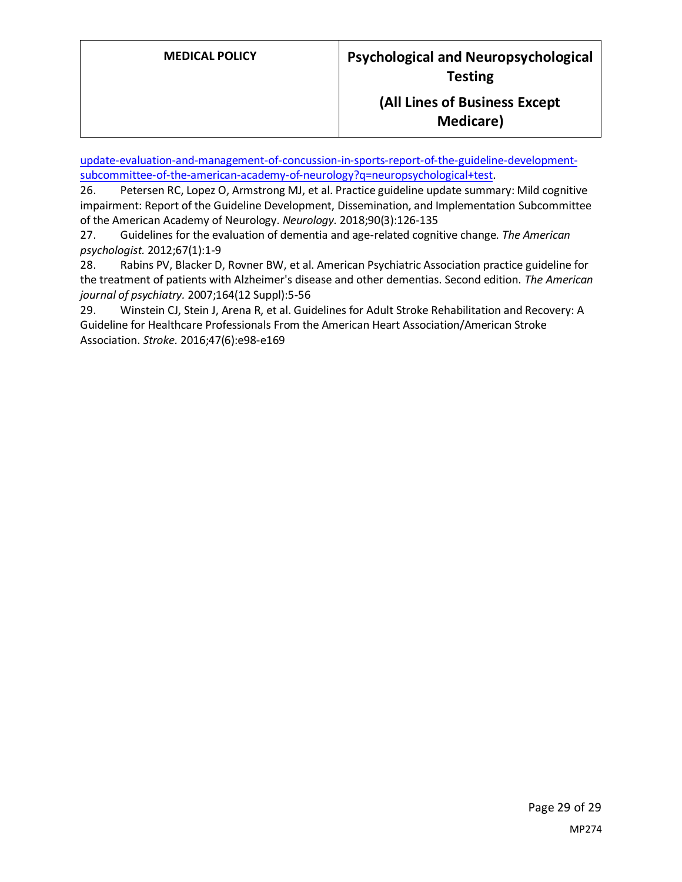update-evaluation-and-management-of-concussion-in-sports-report-of-the-guideline-development-subcommittee-of-the-american-academy-of-neurology?q=neuropsychological+test.

26. Petersen RC, Lopez O, Armstrong MJ, et al. Practice guideline update summary: Mild cognitive impairment: Report of the Guideline Development, Dissemination, and Implementation Subcommittee of the American Academy of Neurology. *Neurology.* 2018;90(3):126-135

27. Guidelines for the evaluation of dementia and age-related cognitive change. *The American psychologist.* 2012;67(1):1-9

28. Rabins PV, Blacker D, Rovner BW, et al. American Psychiatric Association practice guideline for the treatment of patients with Alzheimer's disease and other dementias. Second edition. *The American journal of psychiatry.* 2007;164(12 Suppl):5-56

29. Winstein CJ, Stein J, Arena R, et al. Guidelines for Adult Stroke Rehabilitation and Recovery: A Guideline for Healthcare Professionals From the American Heart Association/American Stroke Association. *Stroke.* 2016;47(6):e98-e169